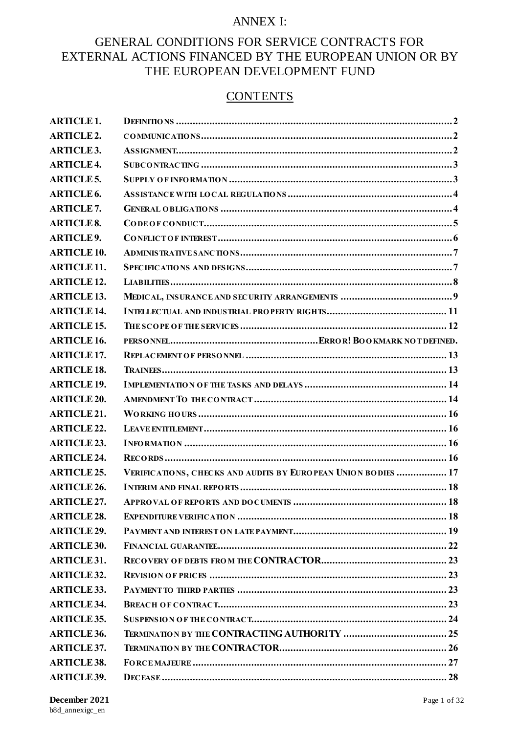# ANNEX I:

## GENERAL CONDITIONS FOR SERVICE CONTRACTS FOR EXTERNAL ACTIONS FINANCED BY THE EUROPEAN UNION OR BY THE EUROPEAN DEVELOPMENT FUND

## CONTENTS

| | | |
|---|---|---|
| **ARTICLE 1.** | **DEFINITIONS** | **2** |
| **ARTICLE 2.** | **COMMUNICATIONS** | **2** |
| **ARTICLE 3.** | **ASSIGNMENT** | **2** |
| **ARTICLE 4.** | **SUBCONTRACTING** | **3** |
| **ARTICLE 5.** | **SUPPLY OF INFORMATION** | **3** |
| **ARTICLE 6.** | **ASSISTANCE WITH LOCAL REGULATIONS** | **4** |
| **ARTICLE 7.** | **GENERAL OBLIGATIONS** | **4** |
| **ARTICLE 8.** | **CODE OF CONDUCT** | **5** |
| **ARTICLE 9.** | **CONFLICT OF INTEREST** | **6** |
| **ARTICLE 10.** | **ADMINISTRATIVE SANCTIONS** | **7** |
| **ARTICLE 11.** | **SPECIFICATIONS AND DESIGNS** | **7** |
| **ARTICLE 12.** | **LIABILITIES** | **8** |
| **ARTICLE 13.** | **MEDICAL, INSURANCE AND SECURITY ARRANGEMENTS** | **9** |
| **ARTICLE 14.** | **INTELLECTUAL AND INDUSTRIAL PROPERTY RIGHTS** | **11** |
| **ARTICLE 15.** | **THE SCOPE OF THE SERVICES** | **12** |
| **ARTICLE 16.** | **PERSONNEL** | **ERROR! BOOKMARK NOT DEFINED.** |
| **ARTICLE 17.** | **REPLACEMENT OF PERSONNEL** | **13** |
| **ARTICLE 18.** | **TRAINEES** | **13** |
| **ARTICLE 19.** | **IMPLEMENTATION OF THE TASKS AND DELAYS** | **14** |
| **ARTICLE 20.** | **AMENDMENT TO THE CONTRACT** | **14** |
| **ARTICLE 21.** | **WORKING HOURS** | **16** |
| **ARTICLE 22.** | **LEAVE ENTITLEMENT** | **16** |
| **ARTICLE 23.** | **INFORMATION** | **16** |
| **ARTICLE 24.** | **RECORDS** | **16** |
| **ARTICLE 25.** | **VERIFICATIONS, CHECKS AND AUDITS BY EUROPEAN UNION BODIES** | **17** |
| **ARTICLE 26.** | **INTERIM AND FINAL REPORTS** | **18** |
| **ARTICLE 27.** | **APPROVAL OF REPORTS AND DOCUMENTS** | **18** |
| **ARTICLE 28.** | **EXPENDITURE VERIFICATION** | **18** |
| **ARTICLE 29.** | **PAYMENT AND INTEREST ON LATE PAYMENT** | **19** |
| **ARTICLE 30.** | **FINANCIAL GUARANTEE** | **22** |
| **ARTICLE 31.** | **RECOVERY OF DEBTS FROM THE CONTRACTOR** | **23** |
| **ARTICLE 32.** | **REVISION OF PRICES** | **23** |
| **ARTICLE 33.** | **PAYMENT TO THIRD PARTIES** | **23** |
| **ARTICLE 34.** | **BREACH OF CONTRACT** | **23** |
| **ARTICLE 35.** | **SUSPENSION OF THE CONTRACT** | **24** |
| **ARTICLE 36.** | **TERMINATION BY THE CONTRACTING AUTHORITY** | **25** |
| **ARTICLE 37.** | **TERMINATION BY THE CONTRACTOR** | **26** |
| **ARTICLE 38.** | **FORCE MAJEURE** | **27** |
| **ARTICLE 39.** | **DECEASE** | **28** |

**December 2021**
b8d_annexigc_en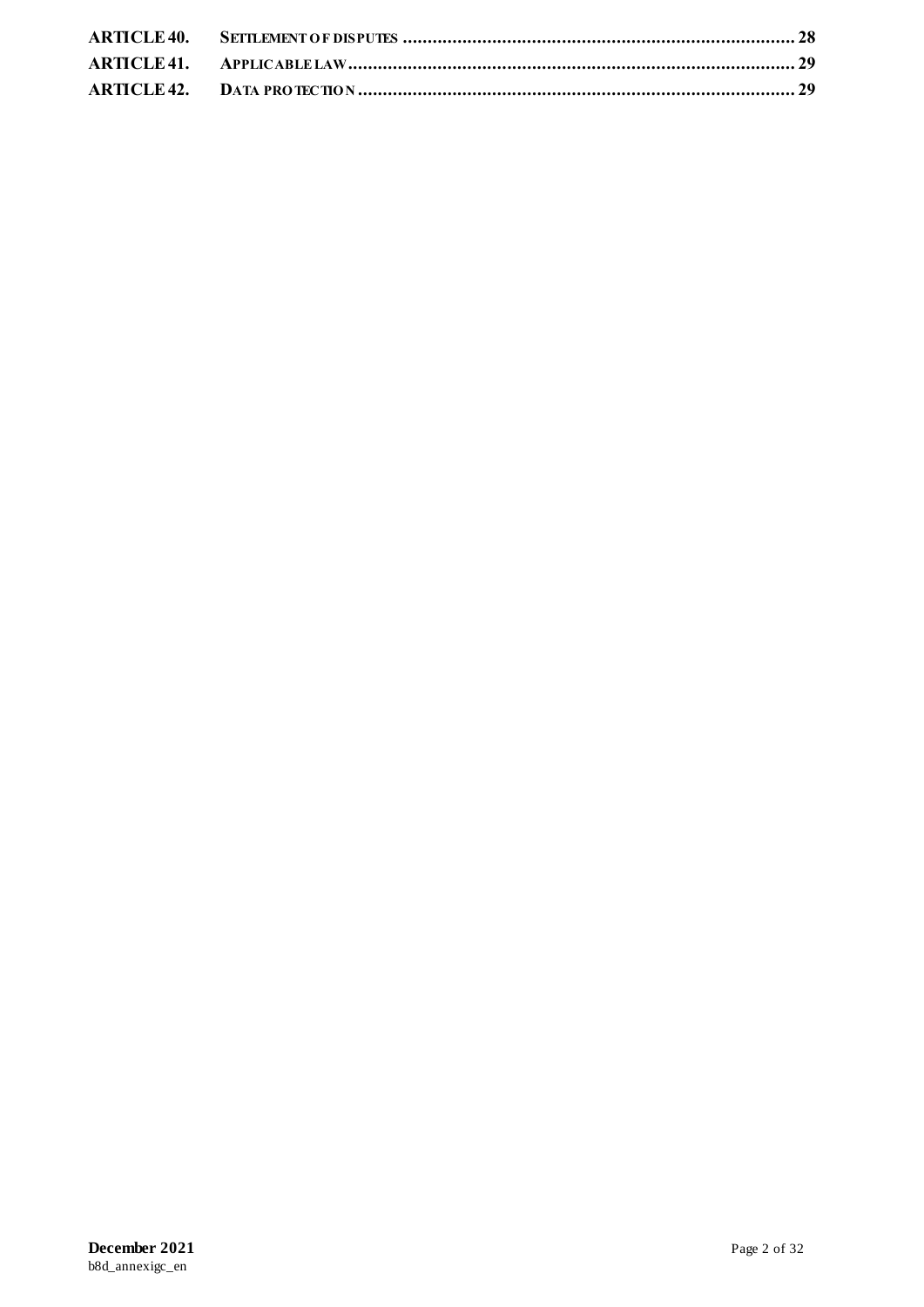**ARTICLE 40.** SETTLEMENT OF DISPUTES ............................................................................... 28
**ARTICLE 41.** APPLICABLE LAW ......................................................................................... 29
**ARTICLE 42.** DATA PROTECTION ....................................................................................... 29

**December 2021**
b8d_annexigc_en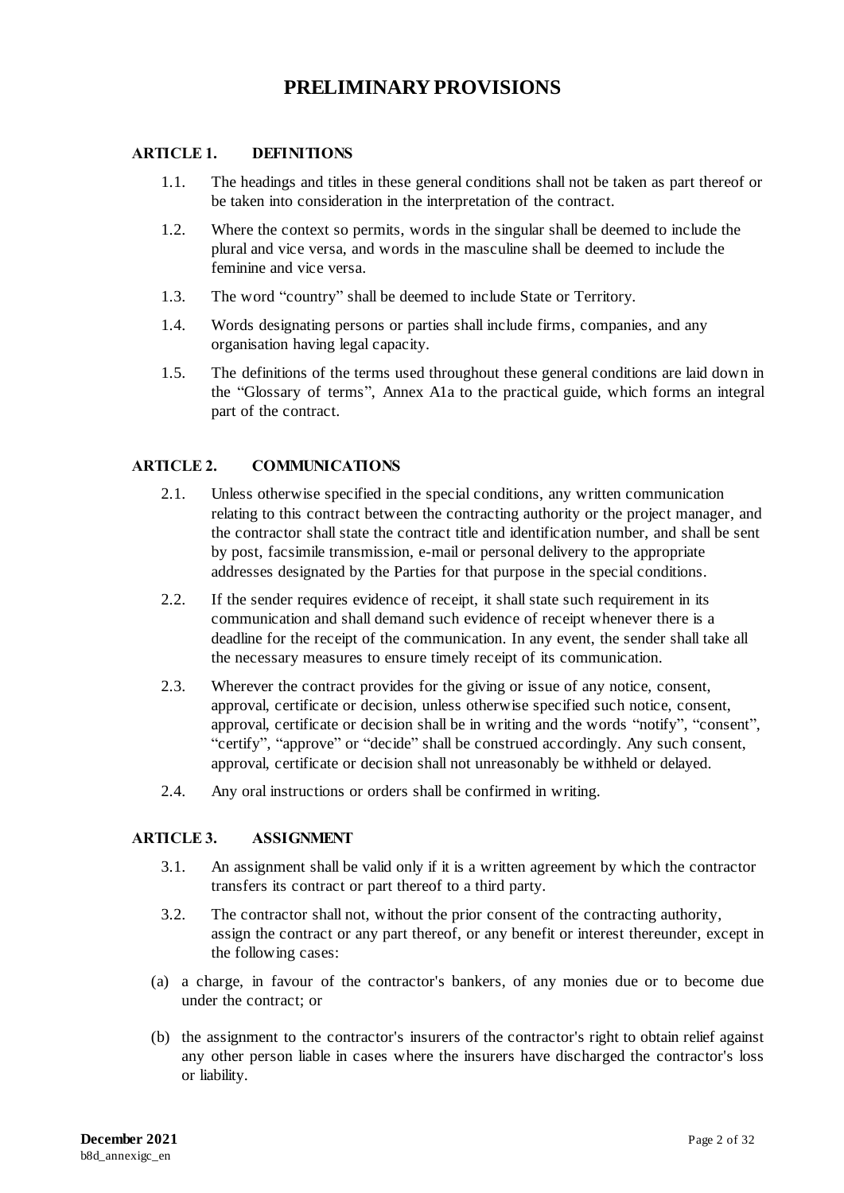# PRELIMINARY PROVISIONS

## ARTICLE 1. DEFINITIONS

1.1. The headings and titles in these general conditions shall not be taken as part thereof or be taken into consideration in the interpretation of the contract.

1.2. Where the context so permits, words in the singular shall be deemed to include the plural and vice versa, and words in the masculine shall be deemed to include the feminine and vice versa.

1.3. The word "country" shall be deemed to include State or Territory.

1.4. Words designating persons or parties shall include firms, companies, and any organisation having legal capacity.

1.5. The definitions of the terms used throughout these general conditions are laid down in the "Glossary of terms", Annex A1a to the practical guide, which forms an integral part of the contract.

## ARTICLE 2. COMMUNICATIONS

2.1. Unless otherwise specified in the special conditions, any written communication relating to this contract between the contracting authority or the project manager, and the contractor shall state the contract title and identification number, and shall be sent by post, facsimile transmission, e-mail or personal delivery to the appropriate addresses designated by the Parties for that purpose in the special conditions.

2.2. If the sender requires evidence of receipt, it shall state such requirement in its communication and shall demand such evidence of receipt whenever there is a deadline for the receipt of the communication. In any event, the sender shall take all the necessary measures to ensure timely receipt of its communication.

2.3. Wherever the contract provides for the giving or issue of any notice, consent, approval, certificate or decision, unless otherwise specified such notice, consent, approval, certificate or decision shall be in writing and the words "notify", "consent", "certify", "approve" or "decide" shall be construed accordingly. Any such consent, approval, certificate or decision shall not unreasonably be withheld or delayed.

2.4. Any oral instructions or orders shall be confirmed in writing.

## ARTICLE 3. ASSIGNMENT

3.1. An assignment shall be valid only if it is a written agreement by which the contractor transfers its contract or part thereof to a third party.

3.2. The contractor shall not, without the prior consent of the contracting authority, assign the contract or any part thereof, or any benefit or interest thereunder, except in the following cases:

(a) a charge, in favour of the contractor's bankers, of any monies due or to become due under the contract; or

(b) the assignment to the contractor's insurers of the contractor's right to obtain relief against any other person liable in cases where the insurers have discharged the contractor's loss or liability.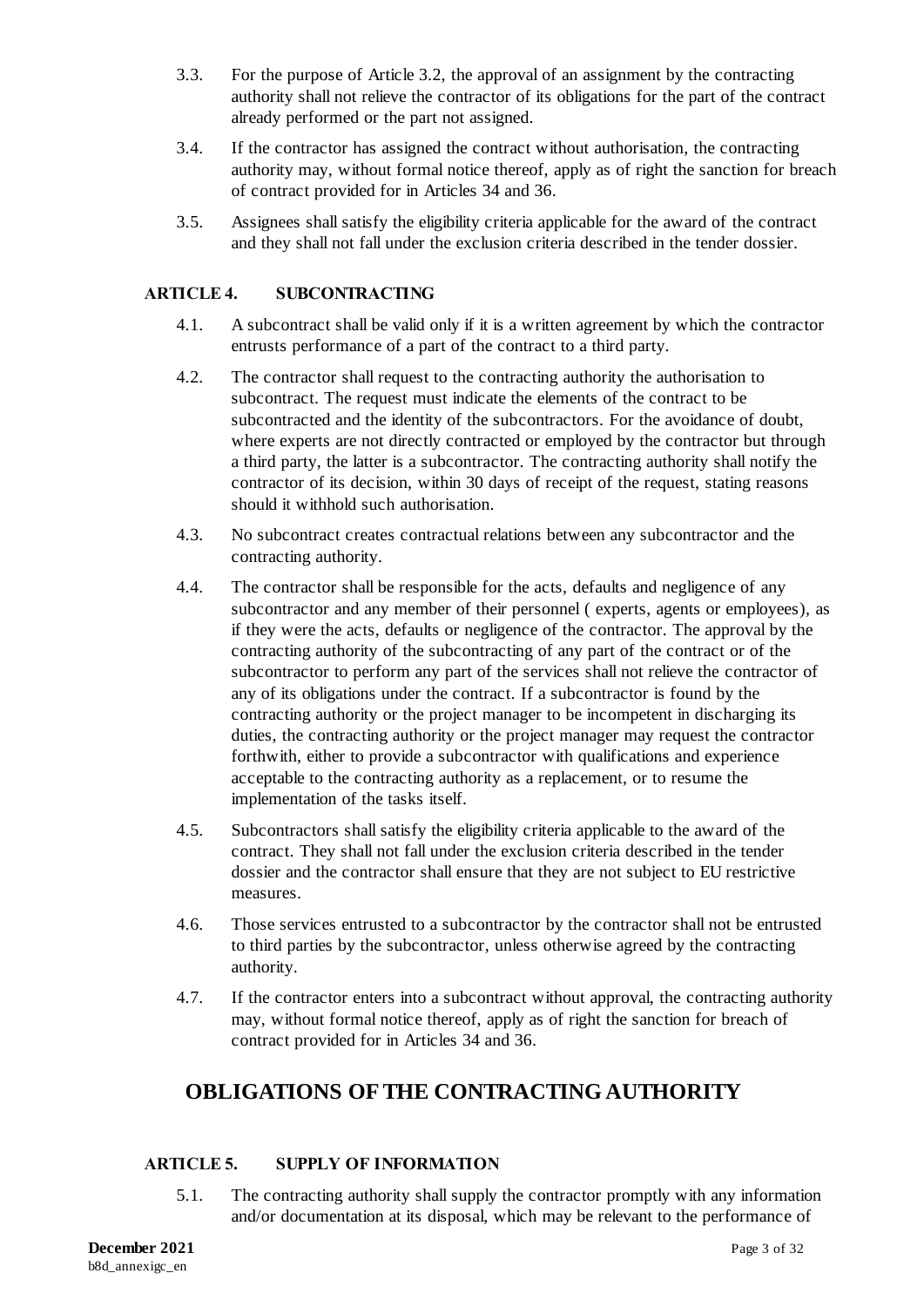3.3. For the purpose of Article 3.2, the approval of an assignment by the contracting authority shall not relieve the contractor of its obligations for the part of the contract already performed or the part not assigned.

3.4. If the contractor has assigned the contract without authorisation, the contracting authority may, without formal notice thereof, apply as of right the sanction for breach of contract provided for in Articles 34 and 36.

3.5. Assignees shall satisfy the eligibility criteria applicable for the award of the contract and they shall not fall under the exclusion criteria described in the tender dossier.

### ARTICLE 4. SUBCONTRACTING

4.1. A subcontract shall be valid only if it is a written agreement by which the contractor entrusts performance of a part of the contract to a third party.

4.2. The contractor shall request to the contracting authority the authorisation to subcontract. The request must indicate the elements of the contract to be subcontracted and the identity of the subcontractors. For the avoidance of doubt, where experts are not directly contracted or employed by the contractor but through a third party, the latter is a subcontractor. The contracting authority shall notify the contractor of its decision, within 30 days of receipt of the request, stating reasons should it withhold such authorisation.

4.3. No subcontract creates contractual relations between any subcontractor and the contracting authority.

4.4. The contractor shall be responsible for the acts, defaults and negligence of any subcontractor and any member of their personnel ( experts, agents or employees), as if they were the acts, defaults or negligence of the contractor. The approval by the contracting authority of the subcontracting of any part of the contract or of the subcontractor to perform any part of the services shall not relieve the contractor of any of its obligations under the contract. If a subcontractor is found by the contracting authority or the project manager to be incompetent in discharging its duties, the contracting authority or the project manager may request the contractor forthwith, either to provide a subcontractor with qualifications and experience acceptable to the contracting authority as a replacement, or to resume the implementation of the tasks itself.

4.5. Subcontractors shall satisfy the eligibility criteria applicable to the award of the contract. They shall not fall under the exclusion criteria described in the tender dossier and the contractor shall ensure that they are not subject to EU restrictive measures.

4.6. Those services entrusted to a subcontractor by the contractor shall not be entrusted to third parties by the subcontractor, unless otherwise agreed by the contracting authority.

4.7. If the contractor enters into a subcontract without approval, the contracting authority may, without formal notice thereof, apply as of right the sanction for breach of contract provided for in Articles 34 and 36.

## OBLIGATIONS OF THE CONTRACTING AUTHORITY

### ARTICLE 5. SUPPLY OF INFORMATION

5.1. The contracting authority shall supply the contractor promptly with any information and/or documentation at its disposal, which may be relevant to the performance of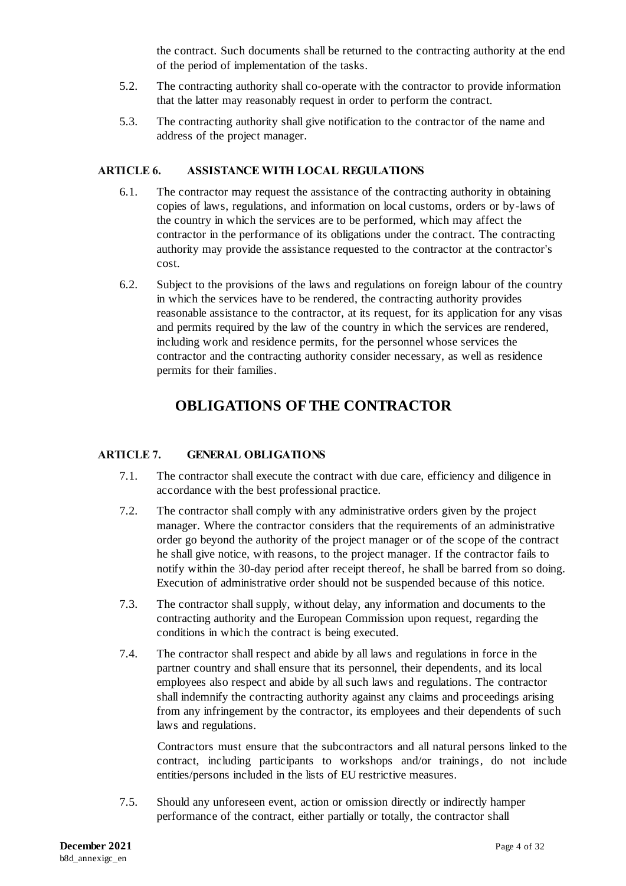the contract. Such documents shall be returned to the contracting authority at the end of the period of implementation of the tasks.

5.2. The contracting authority shall co-operate with the contractor to provide information that the latter may reasonably request in order to perform the contract.

5.3. The contracting authority shall give notification to the contractor of the name and address of the project manager.

### ARTICLE 6. ASSISTANCE WITH LOCAL REGULATIONS

6.1. The contractor may request the assistance of the contracting authority in obtaining copies of laws, regulations, and information on local customs, orders or by-laws of the country in which the services are to be performed, which may affect the contractor in the performance of its obligations under the contract. The contracting authority may provide the assistance requested to the contractor at the contractor's cost.

6.2. Subject to the provisions of the laws and regulations on foreign labour of the country in which the services have to be rendered, the contracting authority provides reasonable assistance to the contractor, at its request, for its application for any visas and permits required by the law of the country in which the services are rendered, including work and residence permits, for the personnel whose services the contractor and the contracting authority consider necessary, as well as residence permits for their families.

## OBLIGATIONS OF THE CONTRACTOR

### ARTICLE 7. GENERAL OBLIGATIONS

7.1. The contractor shall execute the contract with due care, efficiency and diligence in accordance with the best professional practice.

7.2. The contractor shall comply with any administrative orders given by the project manager. Where the contractor considers that the requirements of an administrative order go beyond the authority of the project manager or of the scope of the contract he shall give notice, with reasons, to the project manager. If the contractor fails to notify within the 30-day period after receipt thereof, he shall be barred from so doing. Execution of administrative order should not be suspended because of this notice.

7.3. The contractor shall supply, without delay, any information and documents to the contracting authority and the European Commission upon request, regarding the conditions in which the contract is being executed.

7.4. The contractor shall respect and abide by all laws and regulations in force in the partner country and shall ensure that its personnel, their dependents, and its local employees also respect and abide by all such laws and regulations. The contractor shall indemnify the contracting authority against any claims and proceedings arising from any infringement by the contractor, its employees and their dependents of such laws and regulations.

Contractors must ensure that the subcontractors and all natural persons linked to the contract, including participants to workshops and/or trainings, do not include entities/persons included in the lists of EU restrictive measures.

7.5. Should any unforeseen event, action or omission directly or indirectly hamper performance of the contract, either partially or totally, the contractor shall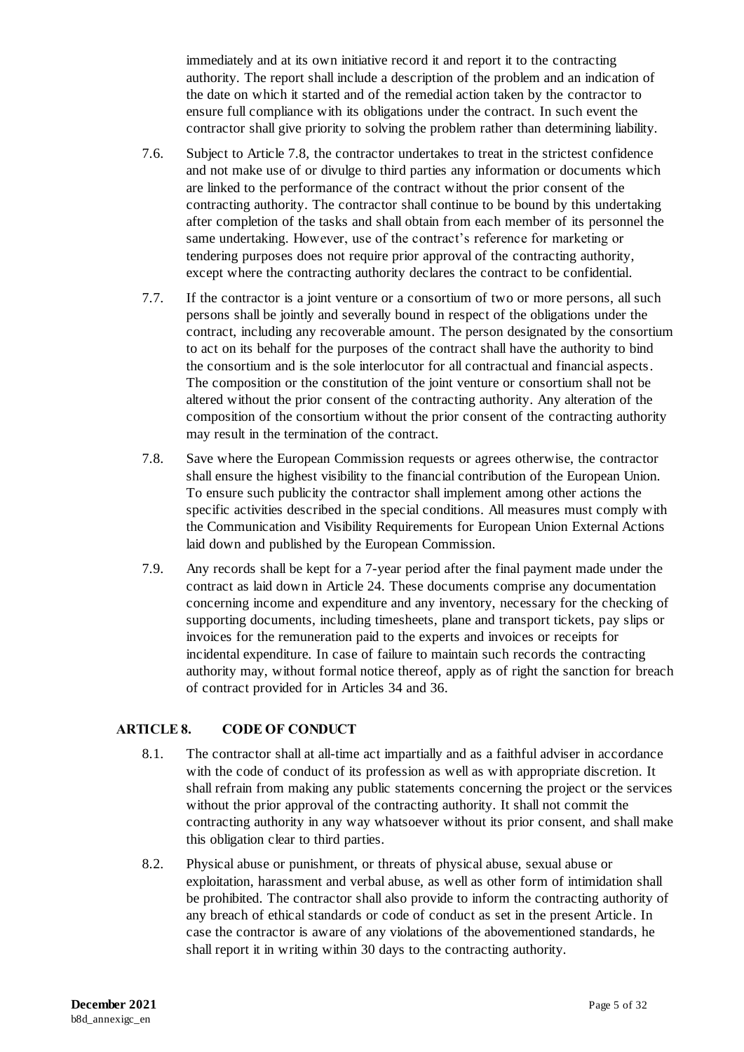immediately and at its own initiative record it and report it to the contracting authority. The report shall include a description of the problem and an indication of the date on which it started and of the remedial action taken by the contractor to ensure full compliance with its obligations under the contract. In such event the contractor shall give priority to solving the problem rather than determining liability.

7.6. Subject to Article 7.8, the contractor undertakes to treat in the strictest confidence and not make use of or divulge to third parties any information or documents which are linked to the performance of the contract without the prior consent of the contracting authority. The contractor shall continue to be bound by this undertaking after completion of the tasks and shall obtain from each member of its personnel the same undertaking. However, use of the contract's reference for marketing or tendering purposes does not require prior approval of the contracting authority, except where the contracting authority declares the contract to be confidential.

7.7. If the contractor is a joint venture or a consortium of two or more persons, all such persons shall be jointly and severally bound in respect of the obligations under the contract, including any recoverable amount. The person designated by the consortium to act on its behalf for the purposes of the contract shall have the authority to bind the consortium and is the sole interlocutor for all contractual and financial aspects. The composition or the constitution of the joint venture or consortium shall not be altered without the prior consent of the contracting authority. Any alteration of the composition of the consortium without the prior consent of the contracting authority may result in the termination of the contract.

7.8. Save where the European Commission requests or agrees otherwise, the contractor shall ensure the highest visibility to the financial contribution of the European Union. To ensure such publicity the contractor shall implement among other actions the specific activities described in the special conditions. All measures must comply with the Communication and Visibility Requirements for European Union External Actions laid down and published by the European Commission.

7.9. Any records shall be kept for a 7-year period after the final payment made under the contract as laid down in Article 24. These documents comprise any documentation concerning income and expenditure and any inventory, necessary for the checking of supporting documents, including timesheets, plane and transport tickets, pay slips or invoices for the remuneration paid to the experts and invoices or receipts for incidental expenditure. In case of failure to maintain such records the contracting authority may, without formal notice thereof, apply as of right the sanction for breach of contract provided for in Articles 34 and 36.

## ARTICLE 8. CODE OF CONDUCT

8.1. The contractor shall at all-time act impartially and as a faithful adviser in accordance with the code of conduct of its profession as well as with appropriate discretion. It shall refrain from making any public statements concerning the project or the services without the prior approval of the contracting authority. It shall not commit the contracting authority in any way whatsoever without its prior consent, and shall make this obligation clear to third parties.

8.2. Physical abuse or punishment, or threats of physical abuse, sexual abuse or exploitation, harassment and verbal abuse, as well as other form of intimidation shall be prohibited. The contractor shall also provide to inform the contracting authority of any breach of ethical standards or code of conduct as set in the present Article. In case the contractor is aware of any violations of the abovementioned standards, he shall report it in writing within 30 days to the contracting authority.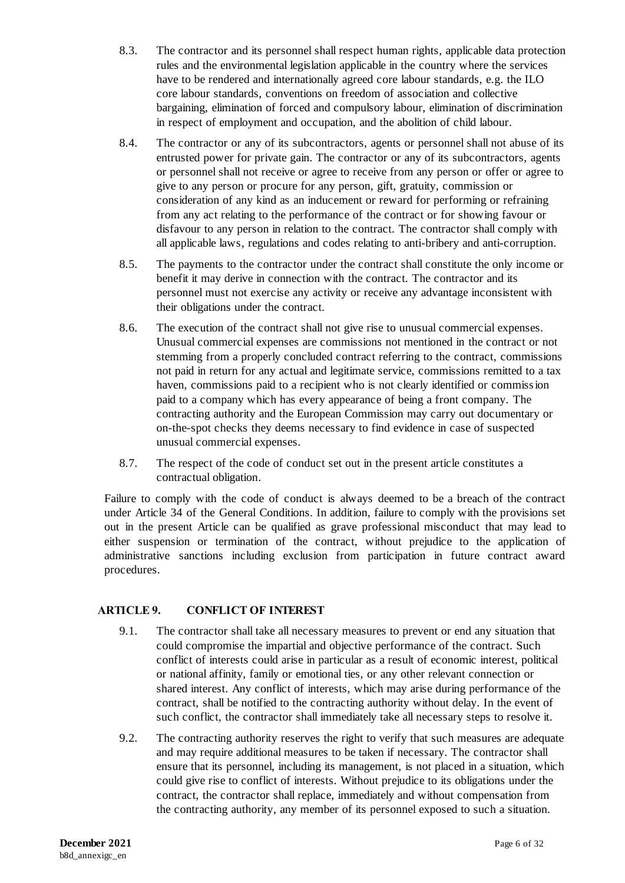8.3. The contractor and its personnel shall respect human rights, applicable data protection rules and the environmental legislation applicable in the country where the services have to be rendered and internationally agreed core labour standards, e.g. the ILO core labour standards, conventions on freedom of association and collective bargaining, elimination of forced and compulsory labour, elimination of discrimination in respect of employment and occupation, and the abolition of child labour.

8.4. The contractor or any of its subcontractors, agents or personnel shall not abuse of its entrusted power for private gain. The contractor or any of its subcontractors, agents or personnel shall not receive or agree to receive from any person or offer or agree to give to any person or procure for any person, gift, gratuity, commission or consideration of any kind as an inducement or reward for performing or refraining from any act relating to the performance of the contract or for showing favour or disfavour to any person in relation to the contract. The contractor shall comply with all applicable laws, regulations and codes relating to anti-bribery and anti-corruption.

8.5. The payments to the contractor under the contract shall constitute the only income or benefit it may derive in connection with the contract. The contractor and its personnel must not exercise any activity or receive any advantage inconsistent with their obligations under the contract.

8.6. The execution of the contract shall not give rise to unusual commercial expenses. Unusual commercial expenses are commissions not mentioned in the contract or not stemming from a properly concluded contract referring to the contract, commissions not paid in return for any actual and legitimate service, commissions remitted to a tax haven, commissions paid to a recipient who is not clearly identified or commission paid to a company which has every appearance of being a front company. The contracting authority and the European Commission may carry out documentary or on-the-spot checks they deems necessary to find evidence in case of suspected unusual commercial expenses.

8.7. The respect of the code of conduct set out in the present article constitutes a contractual obligation.

Failure to comply with the code of conduct is always deemed to be a breach of the contract under Article 34 of the General Conditions. In addition, failure to comply with the provisions set out in the present Article can be qualified as grave professional misconduct that may lead to either suspension or termination of the contract, without prejudice to the application of administrative sanctions including exclusion from participation in future contract award procedures.

## ARTICLE 9. CONFLICT OF INTEREST

9.1. The contractor shall take all necessary measures to prevent or end any situation that could compromise the impartial and objective performance of the contract. Such conflict of interests could arise in particular as a result of economic interest, political or national affinity, family or emotional ties, or any other relevant connection or shared interest. Any conflict of interests, which may arise during performance of the contract, shall be notified to the contracting authority without delay. In the event of such conflict, the contractor shall immediately take all necessary steps to resolve it.

9.2. The contracting authority reserves the right to verify that such measures are adequate and may require additional measures to be taken if necessary. The contractor shall ensure that its personnel, including its management, is not placed in a situation, which could give rise to conflict of interests. Without prejudice to its obligations under the contract, the contractor shall replace, immediately and without compensation from the contracting authority, any member of its personnel exposed to such a situation.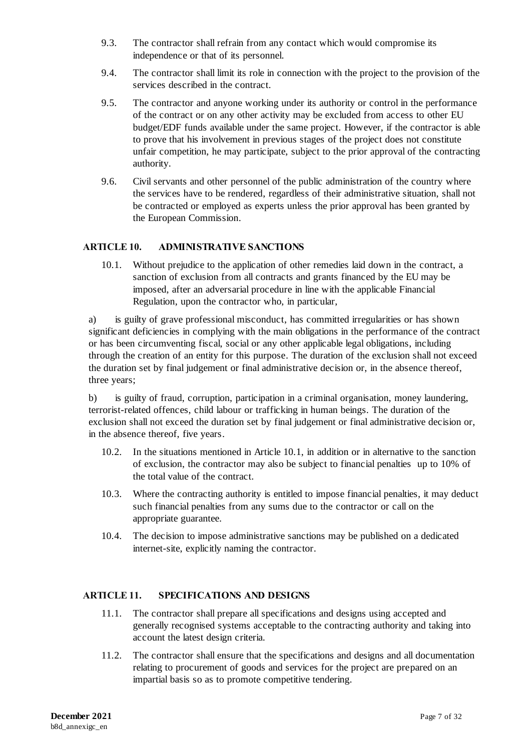9.3. The contractor shall refrain from any contact which would compromise its independence or that of its personnel.

9.4. The contractor shall limit its role in connection with the project to the provision of the services described in the contract.

9.5. The contractor and anyone working under its authority or control in the performance of the contract or on any other activity may be excluded from access to other EU budget/EDF funds available under the same project. However, if the contractor is able to prove that his involvement in previous stages of the project does not constitute unfair competition, he may participate, subject to the prior approval of the contracting authority.

9.6. Civil servants and other personnel of the public administration of the country where the services have to be rendered, regardless of their administrative situation, shall not be contracted or employed as experts unless the prior approval has been granted by the European Commission.

## ARTICLE 10. ADMINISTRATIVE SANCTIONS

10.1. Without prejudice to the application of other remedies laid down in the contract, a sanction of exclusion from all contracts and grants financed by the EU may be imposed, after an adversarial procedure in line with the applicable Financial Regulation, upon the contractor who, in particular,

a) is guilty of grave professional misconduct, has committed irregularities or has shown significant deficiencies in complying with the main obligations in the performance of the contract or has been circumventing fiscal, social or any other applicable legal obligations, including through the creation of an entity for this purpose. The duration of the exclusion shall not exceed the duration set by final judgement or final administrative decision or, in the absence thereof, three years;

b) is guilty of fraud, corruption, participation in a criminal organisation, money laundering, terrorist-related offences, child labour or trafficking in human beings. The duration of the exclusion shall not exceed the duration set by final judgement or final administrative decision or, in the absence thereof, five years.

10.2. In the situations mentioned in Article 10.1, in addition or in alternative to the sanction of exclusion, the contractor may also be subject to financial penalties up to 10% of the total value of the contract.

10.3. Where the contracting authority is entitled to impose financial penalties, it may deduct such financial penalties from any sums due to the contractor or call on the appropriate guarantee.

10.4. The decision to impose administrative sanctions may be published on a dedicated internet-site, explicitly naming the contractor.

## ARTICLE 11. SPECIFICATIONS AND DESIGNS

11.1. The contractor shall prepare all specifications and designs using accepted and generally recognised systems acceptable to the contracting authority and taking into account the latest design criteria.

11.2. The contractor shall ensure that the specifications and designs and all documentation relating to procurement of goods and services for the project are prepared on an impartial basis so as to promote competitive tendering.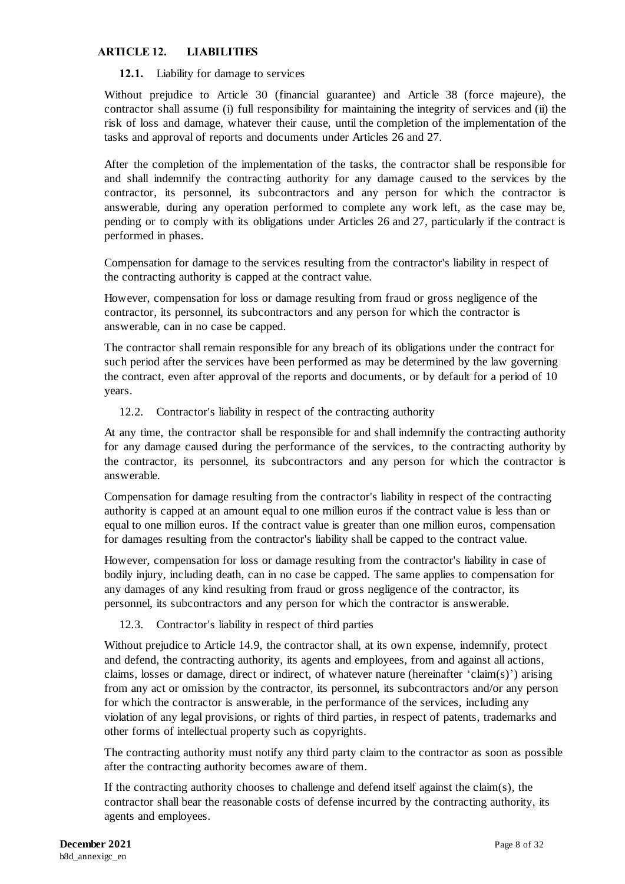## ARTICLE 12. LIABILITIES

### 12.1. Liability for damage to services

Without prejudice to Article 30 (financial guarantee) and Article 38 (force majeure), the contractor shall assume (i) full responsibility for maintaining the integrity of services and (ii) the risk of loss and damage, whatever their cause, until the completion of the implementation of the tasks and approval of reports and documents under Articles 26 and 27.

After the completion of the implementation of the tasks, the contractor shall be responsible for and shall indemnify the contracting authority for any damage caused to the services by the contractor, its personnel, its subcontractors and any person for which the contractor is answerable, during any operation performed to complete any work left, as the case may be, pending or to comply with its obligations under Articles 26 and 27, particularly if the contract is performed in phases.

Compensation for damage to the services resulting from the contractor's liability in respect of the contracting authority is capped at the contract value.

However, compensation for loss or damage resulting from fraud or gross negligence of the contractor, its personnel, its subcontractors and any person for which the contractor is answerable, can in no case be capped.

The contractor shall remain responsible for any breach of its obligations under the contract for such period after the services have been performed as may be determined by the law governing the contract, even after approval of the reports and documents, or by default for a period of 10 years.

### 12.2. Contractor's liability in respect of the contracting authority

At any time, the contractor shall be responsible for and shall indemnify the contracting authority for any damage caused during the performance of the services, to the contracting authority by the contractor, its personnel, its subcontractors and any person for which the contractor is answerable.

Compensation for damage resulting from the contractor's liability in respect of the contracting authority is capped at an amount equal to one million euros if the contract value is less than or equal to one million euros. If the contract value is greater than one million euros, compensation for damages resulting from the contractor's liability shall be capped to the contract value.

However, compensation for loss or damage resulting from the contractor's liability in case of bodily injury, including death, can in no case be capped. The same applies to compensation for any damages of any kind resulting from fraud or gross negligence of the contractor, its personnel, its subcontractors and any person for which the contractor is answerable.

### 12.3. Contractor's liability in respect of third parties

Without prejudice to Article 14.9, the contractor shall, at its own expense, indemnify, protect and defend, the contracting authority, its agents and employees, from and against all actions, claims, losses or damage, direct or indirect, of whatever nature (hereinafter 'claim(s)') arising from any act or omission by the contractor, its personnel, its subcontractors and/or any person for which the contractor is answerable, in the performance of the services, including any violation of any legal provisions, or rights of third parties, in respect of patents, trademarks and other forms of intellectual property such as copyrights.

The contracting authority must notify any third party claim to the contractor as soon as possible after the contracting authority becomes aware of them.

If the contracting authority chooses to challenge and defend itself against the claim(s), the contractor shall bear the reasonable costs of defense incurred by the contracting authority, its agents and employees.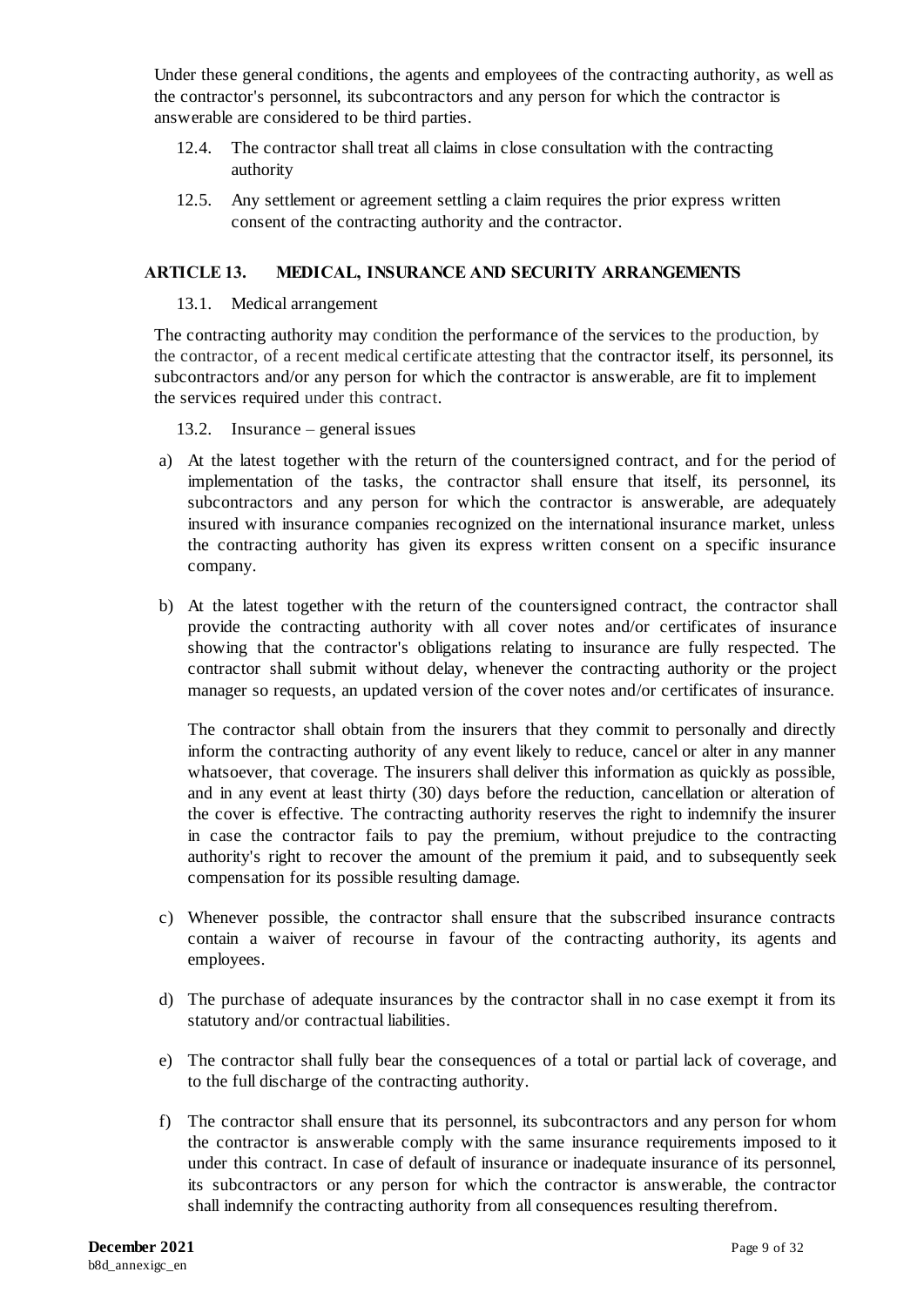Under these general conditions, the agents and employees of the contracting authority, as well as the contractor's personnel, its subcontractors and any person for which the contractor is answerable are considered to be third parties.

12.4. The contractor shall treat all claims in close consultation with the contracting authority

12.5. Any settlement or agreement settling a claim requires the prior express written consent of the contracting authority and the contractor.

## ARTICLE 13. MEDICAL, INSURANCE AND SECURITY ARRANGEMENTS

13.1. Medical arrangement

The contracting authority may condition the performance of the services to the production, by the contractor, of a recent medical certificate attesting that the contractor itself, its personnel, its subcontractors and/or any person for which the contractor is answerable, are fit to implement the services required under this contract.

13.2. Insurance – general issues

a) At the latest together with the return of the countersigned contract, and for the period of implementation of the tasks, the contractor shall ensure that itself, its personnel, its subcontractors and any person for which the contractor is answerable, are adequately insured with insurance companies recognized on the international insurance market, unless the contracting authority has given its express written consent on a specific insurance company.

b) At the latest together with the return of the countersigned contract, the contractor shall provide the contracting authority with all cover notes and/or certificates of insurance showing that the contractor's obligations relating to insurance are fully respected. The contractor shall submit without delay, whenever the contracting authority or the project manager so requests, an updated version of the cover notes and/or certificates of insurance.

   The contractor shall obtain from the insurers that they commit to personally and directly inform the contracting authority of any event likely to reduce, cancel or alter in any manner whatsoever, that coverage. The insurers shall deliver this information as quickly as possible, and in any event at least thirty (30) days before the reduction, cancellation or alteration of the cover is effective. The contracting authority reserves the right to indemnify the insurer in case the contractor fails to pay the premium, without prejudice to the contracting authority's right to recover the amount of the premium it paid, and to subsequently seek compensation for its possible resulting damage.

c) Whenever possible, the contractor shall ensure that the subscribed insurance contracts contain a waiver of recourse in favour of the contracting authority, its agents and employees.

d) The purchase of adequate insurances by the contractor shall in no case exempt it from its statutory and/or contractual liabilities.

e) The contractor shall fully bear the consequences of a total or partial lack of coverage, and to the full discharge of the contracting authority.

f) The contractor shall ensure that its personnel, its subcontractors and any person for whom the contractor is answerable comply with the same insurance requirements imposed to it under this contract. In case of default of insurance or inadequate insurance of its personnel, its subcontractors or any person for which the contractor is answerable, the contractor shall indemnify the contracting authority from all consequences resulting therefrom.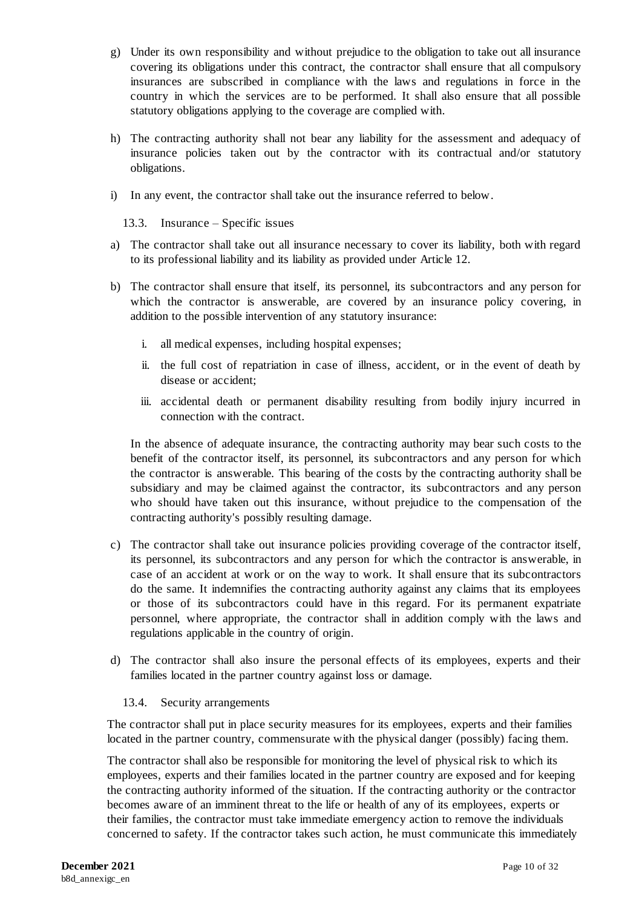g) Under its own responsibility and without prejudice to the obligation to take out all insurance covering its obligations under this contract, the contractor shall ensure that all compulsory insurances are subscribed in compliance with the laws and regulations in force in the country in which the services are to be performed. It shall also ensure that all possible statutory obligations applying to the coverage are complied with.

h) The contracting authority shall not bear any liability for the assessment and adequacy of insurance policies taken out by the contractor with its contractual and/or statutory obligations.

i) In any event, the contractor shall take out the insurance referred to below.

### 13.3. Insurance – Specific issues

a) The contractor shall take out all insurance necessary to cover its liability, both with regard to its professional liability and its liability as provided under Article 12.

b) The contractor shall ensure that itself, its personnel, its subcontractors and any person for which the contractor is answerable, are covered by an insurance policy covering, in addition to the possible intervention of any statutory insurance:

   i. all medical expenses, including hospital expenses;

   ii. the full cost of repatriation in case of illness, accident, or in the event of death by disease or accident;

   iii. accidental death or permanent disability resulting from bodily injury incurred in connection with the contract.

   In the absence of adequate insurance, the contracting authority may bear such costs to the benefit of the contractor itself, its personnel, its subcontractors and any person for which the contractor is answerable. This bearing of the costs by the contracting authority shall be subsidiary and may be claimed against the contractor, its subcontractors and any person who should have taken out this insurance, without prejudice to the compensation of the contracting authority's possibly resulting damage.

c) The contractor shall take out insurance policies providing coverage of the contractor itself, its personnel, its subcontractors and any person for which the contractor is answerable, in case of an accident at work or on the way to work. It shall ensure that its subcontractors do the same. It indemnifies the contracting authority against any claims that its employees or those of its subcontractors could have in this regard. For its permanent expatriate personnel, where appropriate, the contractor shall in addition comply with the laws and regulations applicable in the country of origin.

d) The contractor shall also insure the personal effects of its employees, experts and their families located in the partner country against loss or damage.

### 13.4. Security arrangements

The contractor shall put in place security measures for its employees, experts and their families located in the partner country, commensurate with the physical danger (possibly) facing them.

The contractor shall also be responsible for monitoring the level of physical risk to which its employees, experts and their families located in the partner country are exposed and for keeping the contracting authority informed of the situation. If the contracting authority or the contractor becomes aware of an imminent threat to the life or health of any of its employees, experts or their families, the contractor must take immediate emergency action to remove the individuals concerned to safety. If the contractor takes such action, he must communicate this immediately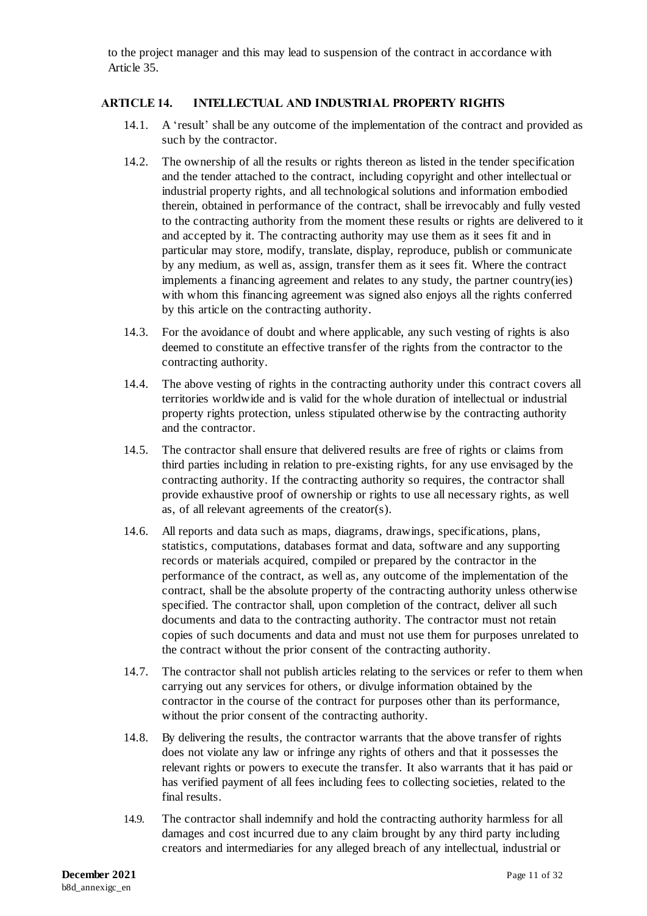to the project manager and this may lead to suspension of the contract in accordance with Article 35.

## ARTICLE 14. INTELLECTUAL AND INDUSTRIAL PROPERTY RIGHTS

14.1. A 'result' shall be any outcome of the implementation of the contract and provided as such by the contractor.

14.2. The ownership of all the results or rights thereon as listed in the tender specification and the tender attached to the contract, including copyright and other intellectual or industrial property rights, and all technological solutions and information embodied therein, obtained in performance of the contract, shall be irrevocably and fully vested to the contracting authority from the moment these results or rights are delivered to it and accepted by it. The contracting authority may use them as it sees fit and in particular may store, modify, translate, display, reproduce, publish or communicate by any medium, as well as, assign, transfer them as it sees fit. Where the contract implements a financing agreement and relates to any study, the partner country(ies) with whom this financing agreement was signed also enjoys all the rights conferred by this article on the contracting authority.

14.3. For the avoidance of doubt and where applicable, any such vesting of rights is also deemed to constitute an effective transfer of the rights from the contractor to the contracting authority.

14.4. The above vesting of rights in the contracting authority under this contract covers all territories worldwide and is valid for the whole duration of intellectual or industrial property rights protection, unless stipulated otherwise by the contracting authority and the contractor.

14.5. The contractor shall ensure that delivered results are free of rights or claims from third parties including in relation to pre-existing rights, for any use envisaged by the contracting authority. If the contracting authority so requires, the contractor shall provide exhaustive proof of ownership or rights to use all necessary rights, as well as, of all relevant agreements of the creator(s).

14.6. All reports and data such as maps, diagrams, drawings, specifications, plans, statistics, computations, databases format and data, software and any supporting records or materials acquired, compiled or prepared by the contractor in the performance of the contract, as well as, any outcome of the implementation of the contract, shall be the absolute property of the contracting authority unless otherwise specified. The contractor shall, upon completion of the contract, deliver all such documents and data to the contracting authority. The contractor must not retain copies of such documents and data and must not use them for purposes unrelated to the contract without the prior consent of the contracting authority.

14.7. The contractor shall not publish articles relating to the services or refer to them when carrying out any services for others, or divulge information obtained by the contractor in the course of the contract for purposes other than its performance, without the prior consent of the contracting authority.

14.8. By delivering the results, the contractor warrants that the above transfer of rights does not violate any law or infringe any rights of others and that it possesses the relevant rights or powers to execute the transfer. It also warrants that it has paid or has verified payment of all fees including fees to collecting societies, related to the final results.

14.9. The contractor shall indemnify and hold the contracting authority harmless for all damages and cost incurred due to any claim brought by any third party including creators and intermediaries for any alleged breach of any intellectual, industrial or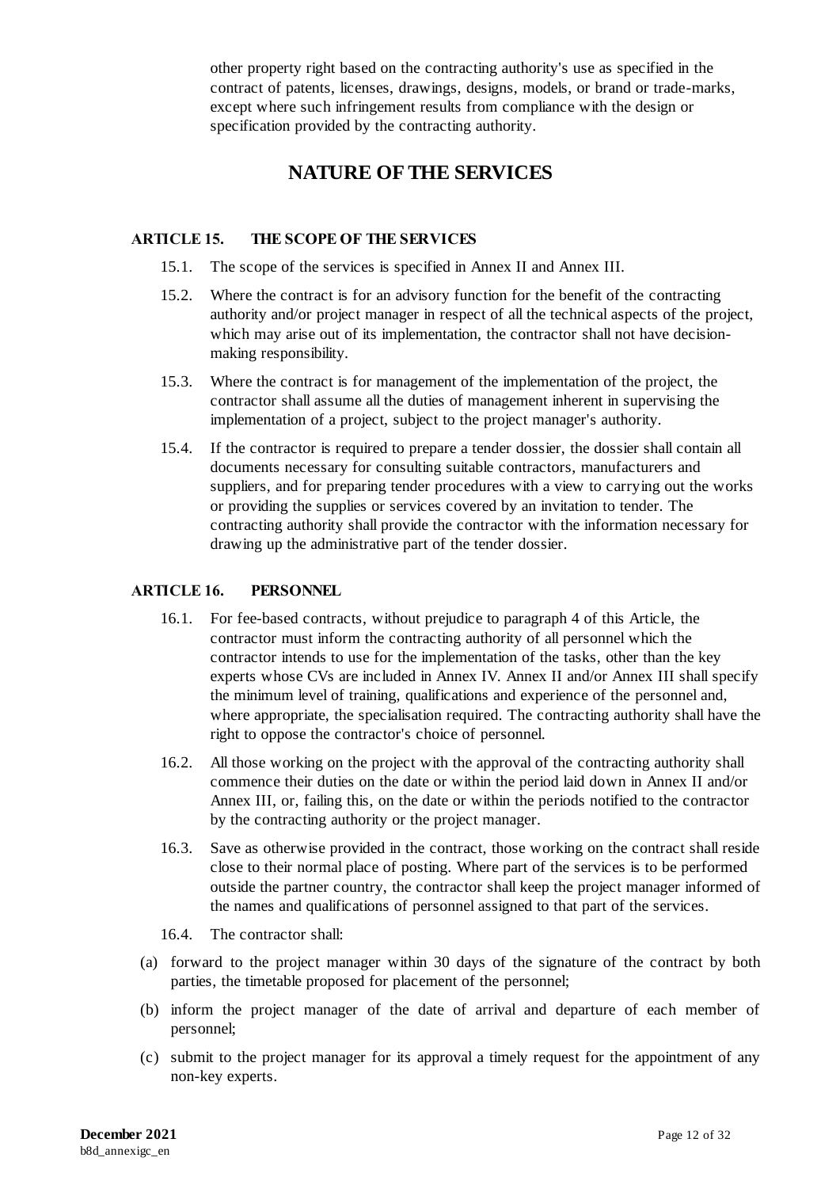other property right based on the contracting authority's use as specified in the contract of patents, licenses, drawings, designs, models, or brand or trade-marks, except where such infringement results from compliance with the design or specification provided by the contracting authority.

# NATURE OF THE SERVICES

## ARTICLE 15. THE SCOPE OF THE SERVICES

15.1. The scope of the services is specified in Annex II and Annex III.

15.2. Where the contract is for an advisory function for the benefit of the contracting authority and/or project manager in respect of all the technical aspects of the project, which may arise out of its implementation, the contractor shall not have decision-making responsibility.

15.3. Where the contract is for management of the implementation of the project, the contractor shall assume all the duties of management inherent in supervising the implementation of a project, subject to the project manager's authority.

15.4. If the contractor is required to prepare a tender dossier, the dossier shall contain all documents necessary for consulting suitable contractors, manufacturers and suppliers, and for preparing tender procedures with a view to carrying out the works or providing the supplies or services covered by an invitation to tender. The contracting authority shall provide the contractor with the information necessary for drawing up the administrative part of the tender dossier.

## ARTICLE 16. PERSONNEL

16.1. For fee-based contracts, without prejudice to paragraph 4 of this Article, the contractor must inform the contracting authority of all personnel which the contractor intends to use for the implementation of the tasks, other than the key experts whose CVs are included in Annex IV. Annex II and/or Annex III shall specify the minimum level of training, qualifications and experience of the personnel and, where appropriate, the specialisation required. The contracting authority shall have the right to oppose the contractor's choice of personnel.

16.2. All those working on the project with the approval of the contracting authority shall commence their duties on the date or within the period laid down in Annex II and/or Annex III, or, failing this, on the date or within the periods notified to the contractor by the contracting authority or the project manager.

16.3. Save as otherwise provided in the contract, those working on the contract shall reside close to their normal place of posting. Where part of the services is to be performed outside the partner country, the contractor shall keep the project manager informed of the names and qualifications of personnel assigned to that part of the services.

16.4. The contractor shall:

(a) forward to the project manager within 30 days of the signature of the contract by both parties, the timetable proposed for placement of the personnel;

(b) inform the project manager of the date of arrival and departure of each member of personnel;

(c) submit to the project manager for its approval a timely request for the appointment of any non-key experts.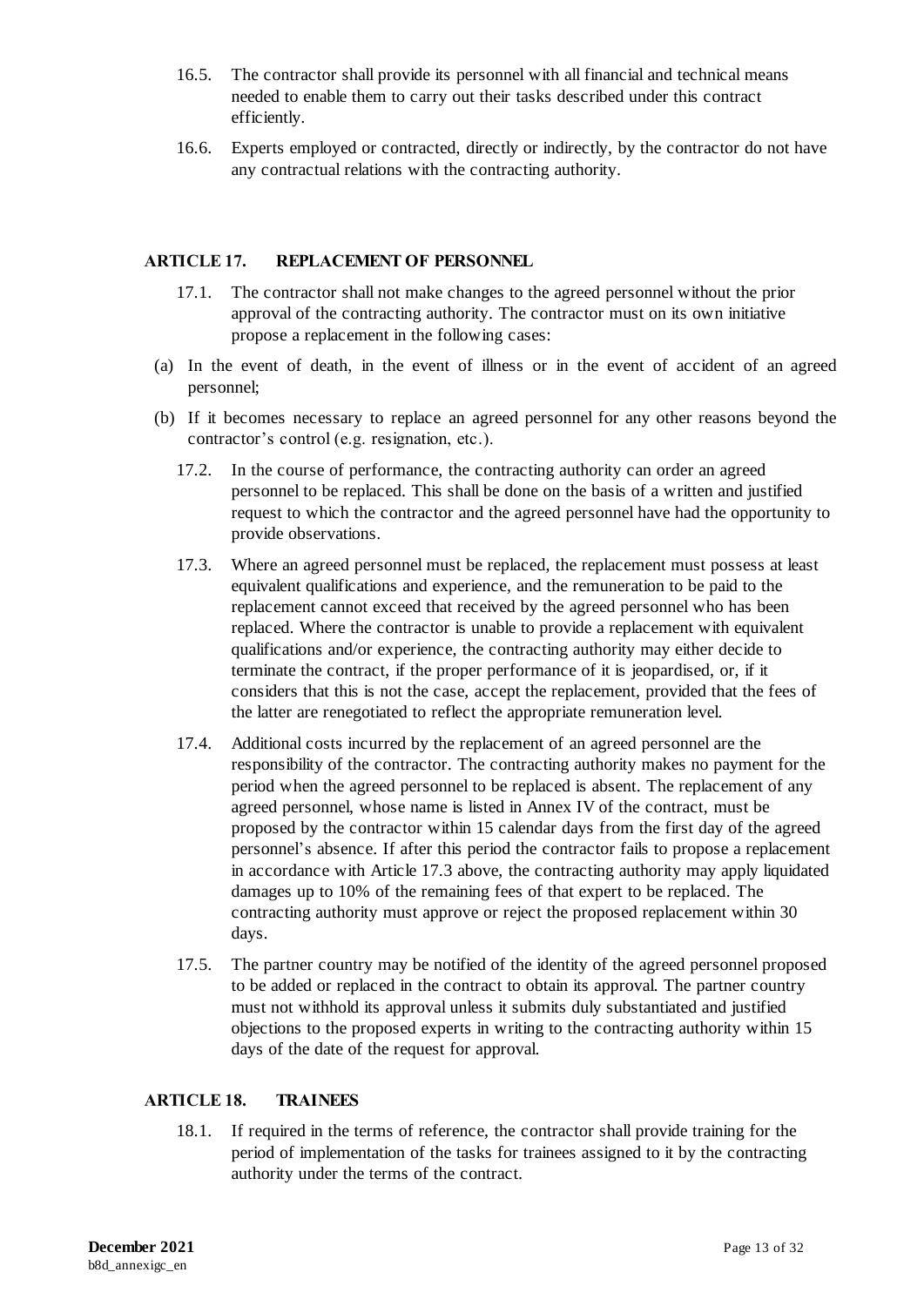16.5. The contractor shall provide its personnel with all financial and technical means needed to enable them to carry out their tasks described under this contract efficiently.

16.6. Experts employed or contracted, directly or indirectly, by the contractor do not have any contractual relations with the contracting authority.

## ARTICLE 17. REPLACEMENT OF PERSONNEL

17.1. The contractor shall not make changes to the agreed personnel without the prior approval of the contracting authority. The contractor must on its own initiative propose a replacement in the following cases:

(a) In the event of death, in the event of illness or in the event of accident of an agreed personnel;

(b) If it becomes necessary to replace an agreed personnel for any other reasons beyond the contractor's control (e.g. resignation, etc.).

17.2. In the course of performance, the contracting authority can order an agreed personnel to be replaced. This shall be done on the basis of a written and justified request to which the contractor and the agreed personnel have had the opportunity to provide observations.

17.3. Where an agreed personnel must be replaced, the replacement must possess at least equivalent qualifications and experience, and the remuneration to be paid to the replacement cannot exceed that received by the agreed personnel who has been replaced. Where the contractor is unable to provide a replacement with equivalent qualifications and/or experience, the contracting authority may either decide to terminate the contract, if the proper performance of it is jeopardised, or, if it considers that this is not the case, accept the replacement, provided that the fees of the latter are renegotiated to reflect the appropriate remuneration level.

17.4. Additional costs incurred by the replacement of an agreed personnel are the responsibility of the contractor. The contracting authority makes no payment for the period when the agreed personnel to be replaced is absent. The replacement of any agreed personnel, whose name is listed in Annex IV of the contract, must be proposed by the contractor within 15 calendar days from the first day of the agreed personnel's absence. If after this period the contractor fails to propose a replacement in accordance with Article 17.3 above, the contracting authority may apply liquidated damages up to 10% of the remaining fees of that expert to be replaced. The contracting authority must approve or reject the proposed replacement within 30 days.

17.5. The partner country may be notified of the identity of the agreed personnel proposed to be added or replaced in the contract to obtain its approval. The partner country must not withhold its approval unless it submits duly substantiated and justified objections to the proposed experts in writing to the contracting authority within 15 days of the date of the request for approval.

## ARTICLE 18. TRAINEES

18.1. If required in the terms of reference, the contractor shall provide training for the period of implementation of the tasks for trainees assigned to it by the contracting authority under the terms of the contract.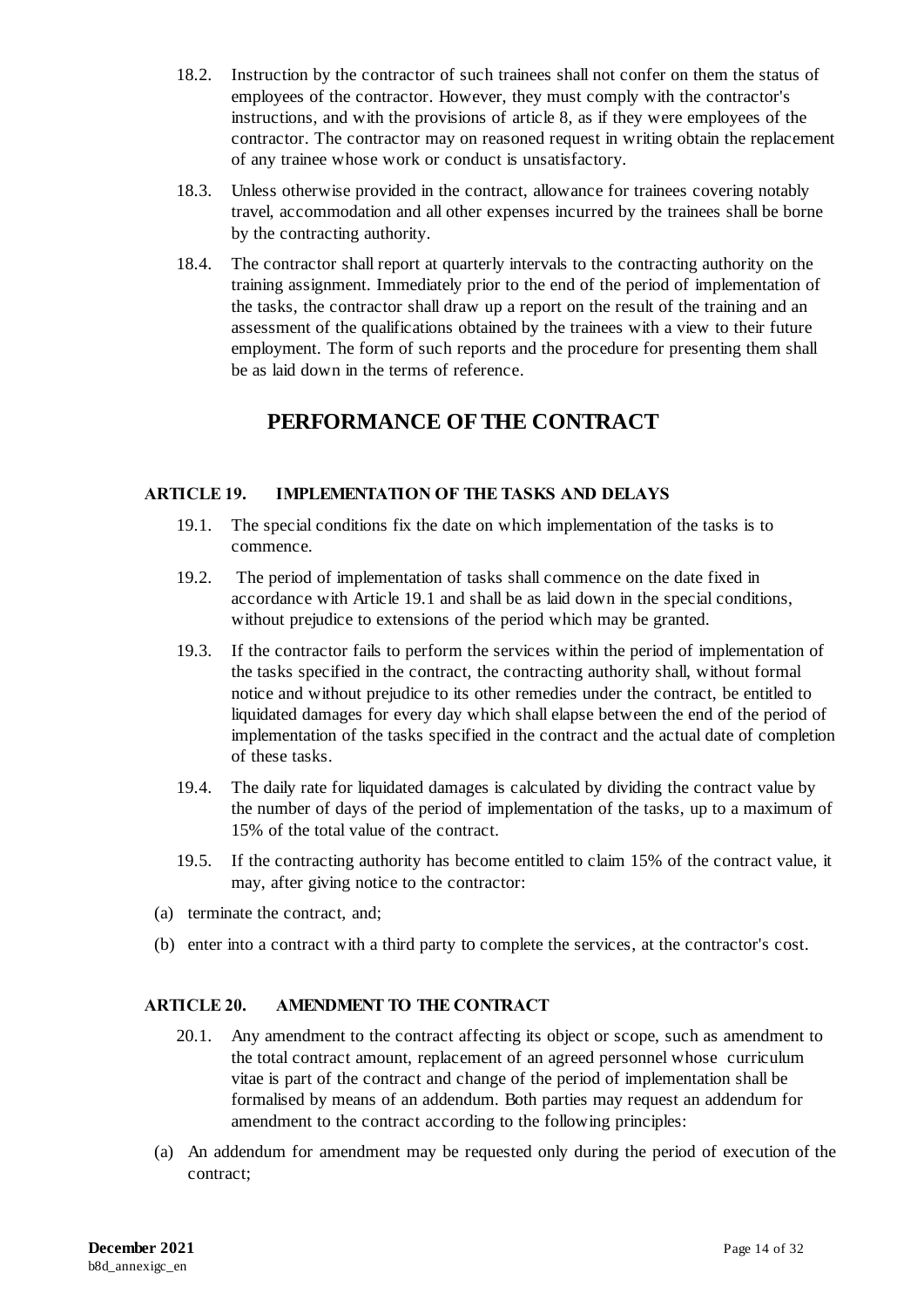18.2. Instruction by the contractor of such trainees shall not confer on them the status of employees of the contractor. However, they must comply with the contractor's instructions, and with the provisions of article 8, as if they were employees of the contractor. The contractor may on reasoned request in writing obtain the replacement of any trainee whose work or conduct is unsatisfactory.

18.3. Unless otherwise provided in the contract, allowance for trainees covering notably travel, accommodation and all other expenses incurred by the trainees shall be borne by the contracting authority.

18.4. The contractor shall report at quarterly intervals to the contracting authority on the training assignment. Immediately prior to the end of the period of implementation of the tasks, the contractor shall draw up a report on the result of the training and an assessment of the qualifications obtained by the trainees with a view to their future employment. The form of such reports and the procedure for presenting them shall be as laid down in the terms of reference.

## PERFORMANCE OF THE CONTRACT

### ARTICLE 19. IMPLEMENTATION OF THE TASKS AND DELAYS

19.1. The special conditions fix the date on which implementation of the tasks is to commence.

19.2. The period of implementation of tasks shall commence on the date fixed in accordance with Article 19.1 and shall be as laid down in the special conditions, without prejudice to extensions of the period which may be granted.

19.3. If the contractor fails to perform the services within the period of implementation of the tasks specified in the contract, the contracting authority shall, without formal notice and without prejudice to its other remedies under the contract, be entitled to liquidated damages for every day which shall elapse between the end of the period of implementation of the tasks specified in the contract and the actual date of completion of these tasks.

19.4. The daily rate for liquidated damages is calculated by dividing the contract value by the number of days of the period of implementation of the tasks, up to a maximum of 15% of the total value of the contract.

19.5. If the contracting authority has become entitled to claim 15% of the contract value, it may, after giving notice to the contractor:

(a) terminate the contract, and;

(b) enter into a contract with a third party to complete the services, at the contractor's cost.

### ARTICLE 20. AMENDMENT TO THE CONTRACT

20.1. Any amendment to the contract affecting its object or scope, such as amendment to the total contract amount, replacement of an agreed personnel whose curriculum vitae is part of the contract and change of the period of implementation shall be formalised by means of an addendum. Both parties may request an addendum for amendment to the contract according to the following principles:

(a) An addendum for amendment may be requested only during the period of execution of the contract;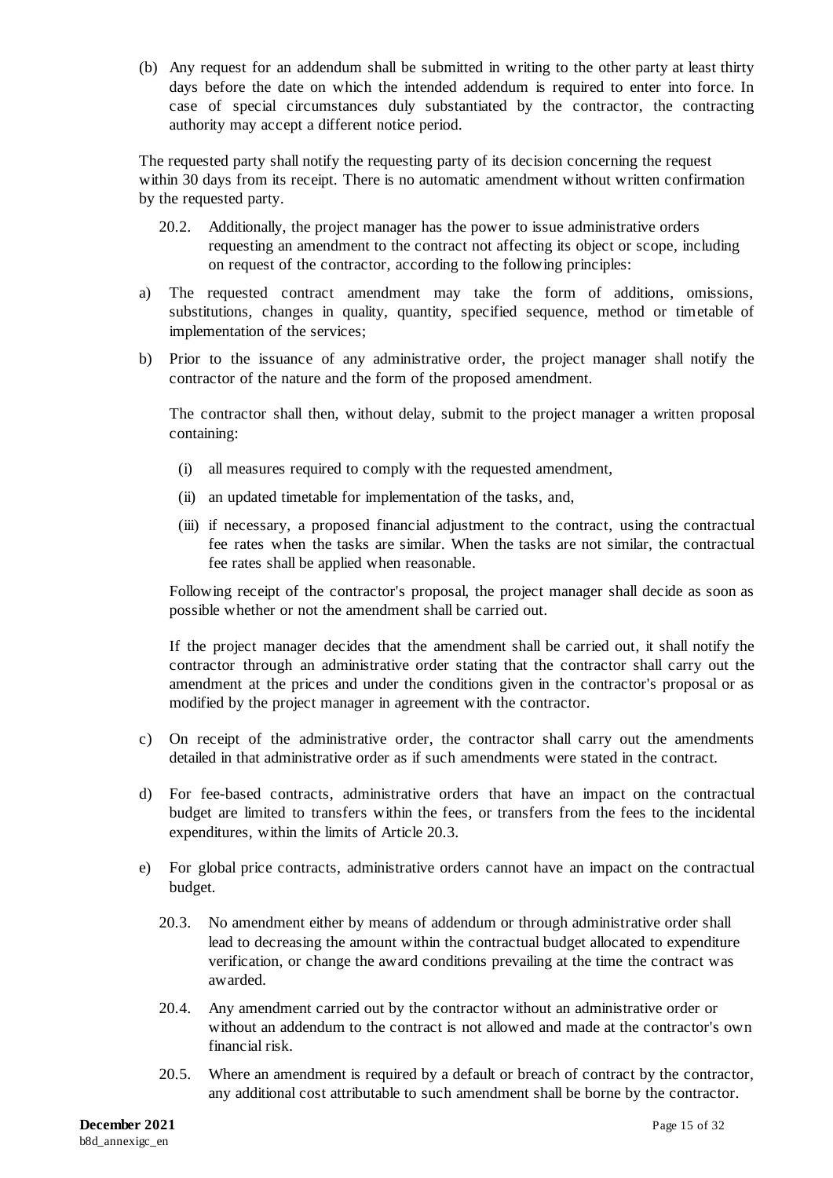(b) Any request for an addendum shall be submitted in writing to the other party at least thirty days before the date on which the intended addendum is required to enter into force. In case of special circumstances duly substantiated by the contractor, the contracting authority may accept a different notice period.

The requested party shall notify the requesting party of its decision concerning the request within 30 days from its receipt. There is no automatic amendment without written confirmation by the requested party.

20.2. Additionally, the project manager has the power to issue administrative orders requesting an amendment to the contract not affecting its object or scope, including on request of the contractor, according to the following principles:

a) The requested contract amendment may take the form of additions, omissions, substitutions, changes in quality, quantity, specified sequence, method or timetable of implementation of the services;

b) Prior to the issuance of any administrative order, the project manager shall notify the contractor of the nature and the form of the proposed amendment.

   The contractor shall then, without delay, submit to the project manager a written proposal containing:

   (i) all measures required to comply with the requested amendment,

   (ii) an updated timetable for implementation of the tasks, and,

   (iii) if necessary, a proposed financial adjustment to the contract, using the contractual fee rates when the tasks are similar. When the tasks are not similar, the contractual fee rates shall be applied when reasonable.

   Following receipt of the contractor's proposal, the project manager shall decide as soon as possible whether or not the amendment shall be carried out.

   If the project manager decides that the amendment shall be carried out, it shall notify the contractor through an administrative order stating that the contractor shall carry out the amendment at the prices and under the conditions given in the contractor's proposal or as modified by the project manager in agreement with the contractor.

c) On receipt of the administrative order, the contractor shall carry out the amendments detailed in that administrative order as if such amendments were stated in the contract.

d) For fee-based contracts, administrative orders that have an impact on the contractual budget are limited to transfers within the fees, or transfers from the fees to the incidental expenditures, within the limits of Article 20.3.

e) For global price contracts, administrative orders cannot have an impact on the contractual budget.

20.3. No amendment either by means of addendum or through administrative order shall lead to decreasing the amount within the contractual budget allocated to expenditure verification, or change the award conditions prevailing at the time the contract was awarded.

20.4. Any amendment carried out by the contractor without an administrative order or without an addendum to the contract is not allowed and made at the contractor's own financial risk.

20.5. Where an amendment is required by a default or breach of contract by the contractor, any additional cost attributable to such amendment shall be borne by the contractor.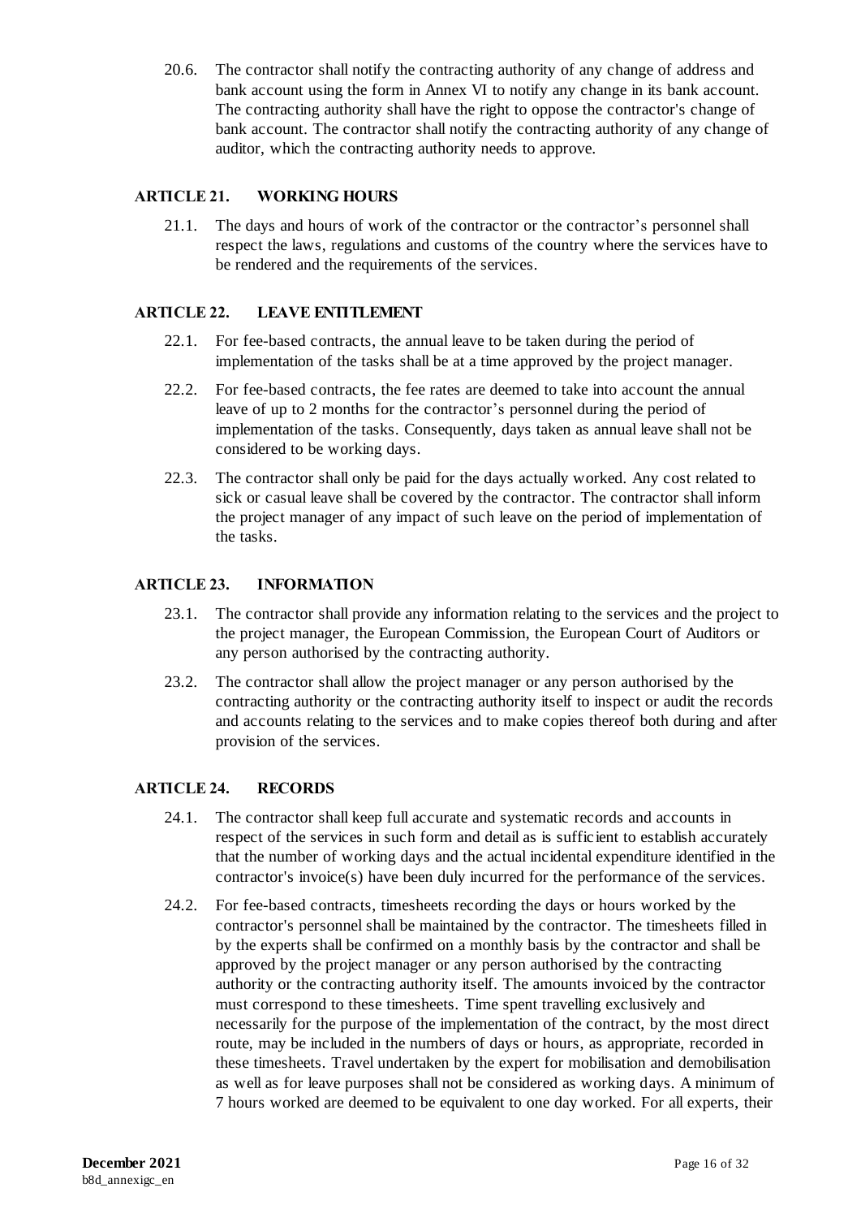20.6. The contractor shall notify the contracting authority of any change of address and bank account using the form in Annex VI to notify any change in its bank account. The contracting authority shall have the right to oppose the contractor's change of bank account. The contractor shall notify the contracting authority of any change of auditor, which the contracting authority needs to approve.

## ARTICLE 21. WORKING HOURS

21.1. The days and hours of work of the contractor or the contractor's personnel shall respect the laws, regulations and customs of the country where the services have to be rendered and the requirements of the services.

## ARTICLE 22. LEAVE ENTITLEMENT

22.1. For fee-based contracts, the annual leave to be taken during the period of implementation of the tasks shall be at a time approved by the project manager.

22.2. For fee-based contracts, the fee rates are deemed to take into account the annual leave of up to 2 months for the contractor's personnel during the period of implementation of the tasks. Consequently, days taken as annual leave shall not be considered to be working days.

22.3. The contractor shall only be paid for the days actually worked. Any cost related to sick or casual leave shall be covered by the contractor. The contractor shall inform the project manager of any impact of such leave on the period of implementation of the tasks.

## ARTICLE 23. INFORMATION

23.1. The contractor shall provide any information relating to the services and the project to the project manager, the European Commission, the European Court of Auditors or any person authorised by the contracting authority.

23.2. The contractor shall allow the project manager or any person authorised by the contracting authority or the contracting authority itself to inspect or audit the records and accounts relating to the services and to make copies thereof both during and after provision of the services.

## ARTICLE 24. RECORDS

24.1. The contractor shall keep full accurate and systematic records and accounts in respect of the services in such form and detail as is sufficient to establish accurately that the number of working days and the actual incidental expenditure identified in the contractor's invoice(s) have been duly incurred for the performance of the services.

24.2. For fee-based contracts, timesheets recording the days or hours worked by the contractor's personnel shall be maintained by the contractor. The timesheets filled in by the experts shall be confirmed on a monthly basis by the contractor and shall be approved by the project manager or any person authorised by the contracting authority or the contracting authority itself. The amounts invoiced by the contractor must correspond to these timesheets. Time spent travelling exclusively and necessarily for the purpose of the implementation of the contract, by the most direct route, may be included in the numbers of days or hours, as appropriate, recorded in these timesheets. Travel undertaken by the expert for mobilisation and demobilisation as well as for leave purposes shall not be considered as working days. A minimum of 7 hours worked are deemed to be equivalent to one day worked. For all experts, their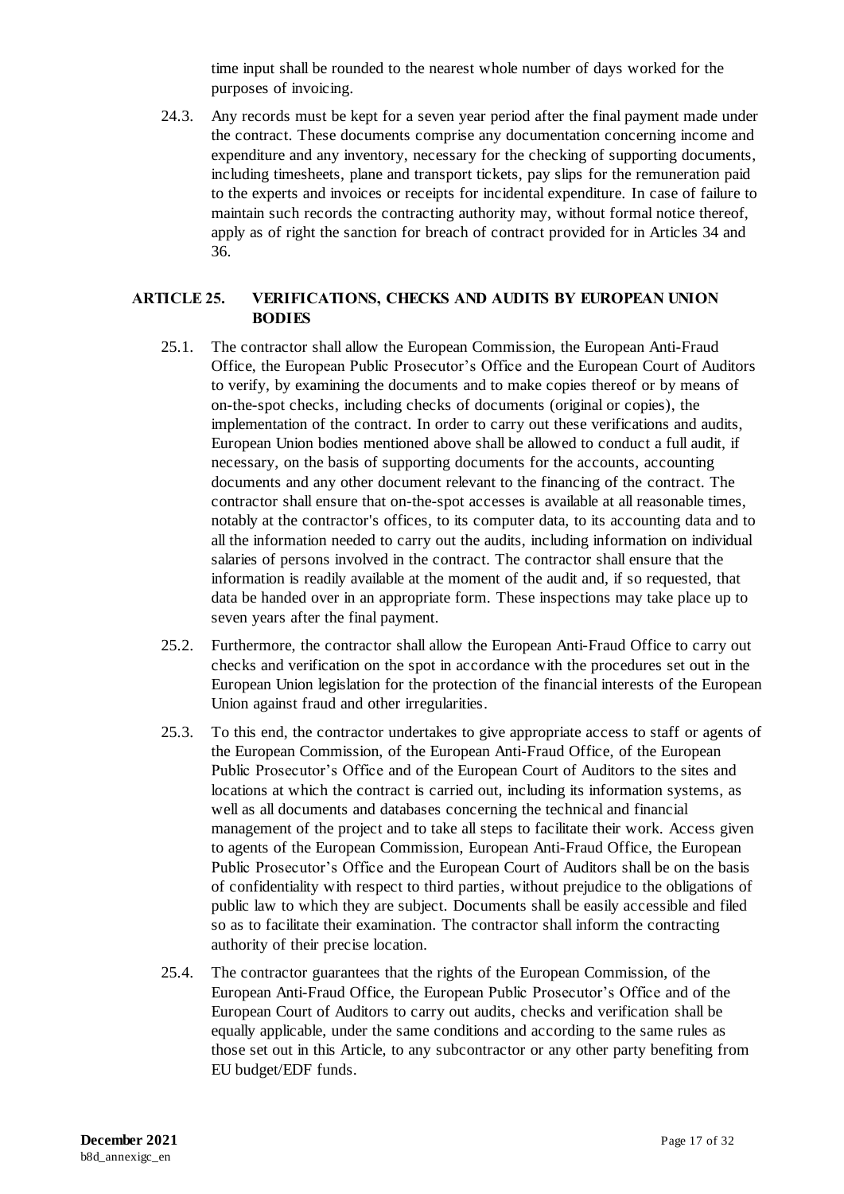time input shall be rounded to the nearest whole number of days worked for the purposes of invoicing.

24.3. Any records must be kept for a seven year period after the final payment made under the contract. These documents comprise any documentation concerning income and expenditure and any inventory, necessary for the checking of supporting documents, including timesheets, plane and transport tickets, pay slips for the remuneration paid to the experts and invoices or receipts for incidental expenditure. In case of failure to maintain such records the contracting authority may, without formal notice thereof, apply as of right the sanction for breach of contract provided for in Articles 34 and 36.

## ARTICLE 25. VERIFICATIONS, CHECKS AND AUDITS BY EUROPEAN UNION BODIES

25.1. The contractor shall allow the European Commission, the European Anti-Fraud Office, the European Public Prosecutor's Office and the European Court of Auditors to verify, by examining the documents and to make copies thereof or by means of on-the-spot checks, including checks of documents (original or copies), the implementation of the contract. In order to carry out these verifications and audits, European Union bodies mentioned above shall be allowed to conduct a full audit, if necessary, on the basis of supporting documents for the accounts, accounting documents and any other document relevant to the financing of the contract. The contractor shall ensure that on-the-spot accesses is available at all reasonable times, notably at the contractor's offices, to its computer data, to its accounting data and to all the information needed to carry out the audits, including information on individual salaries of persons involved in the contract. The contractor shall ensure that the information is readily available at the moment of the audit and, if so requested, that data be handed over in an appropriate form. These inspections may take place up to seven years after the final payment.

25.2. Furthermore, the contractor shall allow the European Anti-Fraud Office to carry out checks and verification on the spot in accordance with the procedures set out in the European Union legislation for the protection of the financial interests of the European Union against fraud and other irregularities.

25.3. To this end, the contractor undertakes to give appropriate access to staff or agents of the European Commission, of the European Anti-Fraud Office, of the European Public Prosecutor's Office and of the European Court of Auditors to the sites and locations at which the contract is carried out, including its information systems, as well as all documents and databases concerning the technical and financial management of the project and to take all steps to facilitate their work. Access given to agents of the European Commission, European Anti-Fraud Office, the European Public Prosecutor's Office and the European Court of Auditors shall be on the basis of confidentiality with respect to third parties, without prejudice to the obligations of public law to which they are subject. Documents shall be easily accessible and filed so as to facilitate their examination. The contractor shall inform the contracting authority of their precise location.

25.4. The contractor guarantees that the rights of the European Commission, of the European Anti-Fraud Office, the European Public Prosecutor's Office and of the European Court of Auditors to carry out audits, checks and verification shall be equally applicable, under the same conditions and according to the same rules as those set out in this Article, to any subcontractor or any other party benefiting from EU budget/EDF funds.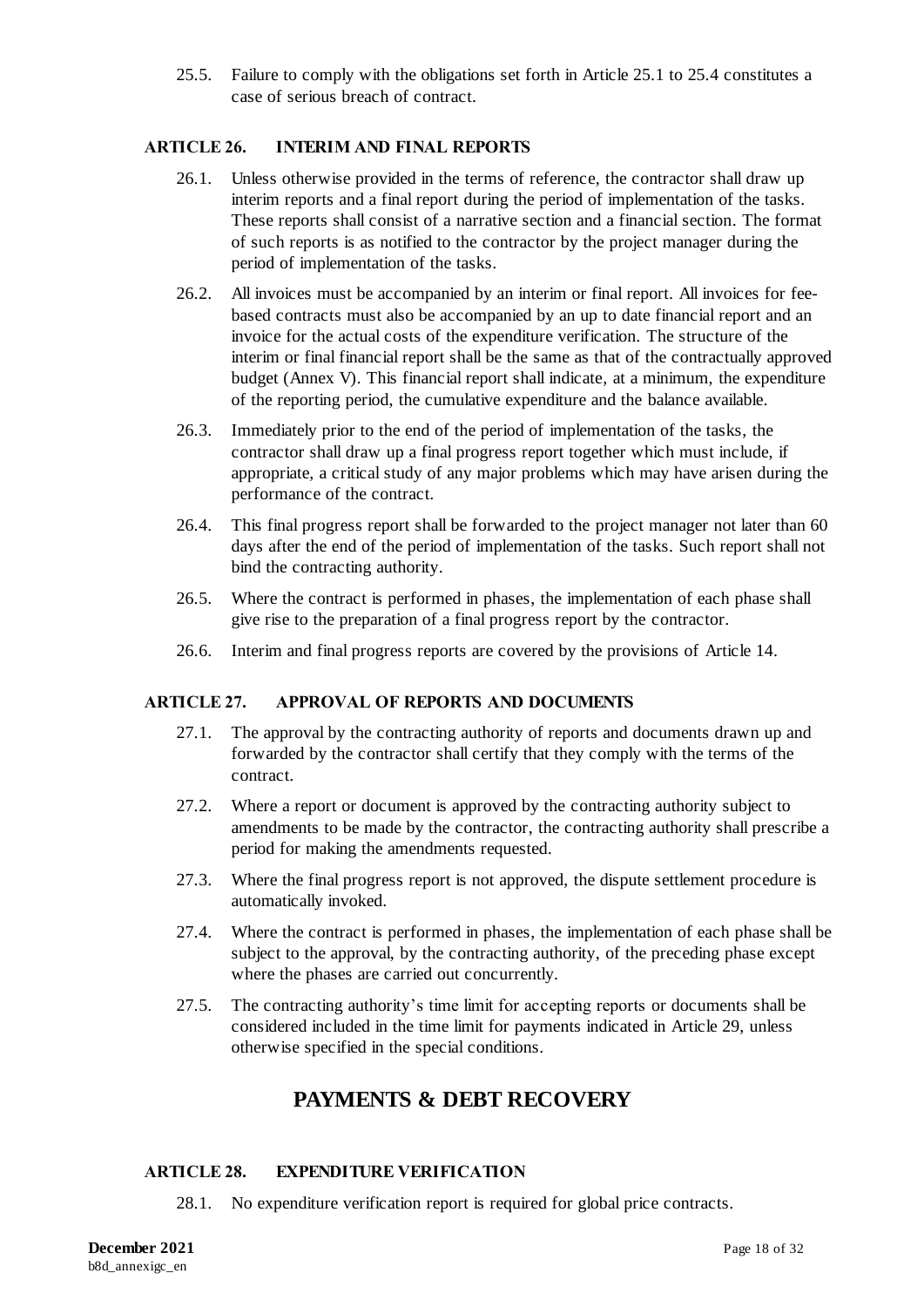25.5. Failure to comply with the obligations set forth in Article 25.1 to 25.4 constitutes a case of serious breach of contract.

### ARTICLE 26. INTERIM AND FINAL REPORTS

26.1. Unless otherwise provided in the terms of reference, the contractor shall draw up interim reports and a final report during the period of implementation of the tasks. These reports shall consist of a narrative section and a financial section. The format of such reports is as notified to the contractor by the project manager during the period of implementation of the tasks.

26.2. All invoices must be accompanied by an interim or final report. All invoices for fee-based contracts must also be accompanied by an up to date financial report and an invoice for the actual costs of the expenditure verification. The structure of the interim or final financial report shall be the same as that of the contractually approved budget (Annex V). This financial report shall indicate, at a minimum, the expenditure of the reporting period, the cumulative expenditure and the balance available.

26.3. Immediately prior to the end of the period of implementation of the tasks, the contractor shall draw up a final progress report together which must include, if appropriate, a critical study of any major problems which may have arisen during the performance of the contract.

26.4. This final progress report shall be forwarded to the project manager not later than 60 days after the end of the period of implementation of the tasks. Such report shall not bind the contracting authority.

26.5. Where the contract is performed in phases, the implementation of each phase shall give rise to the preparation of a final progress report by the contractor.

26.6. Interim and final progress reports are covered by the provisions of Article 14.

### ARTICLE 27. APPROVAL OF REPORTS AND DOCUMENTS

27.1. The approval by the contracting authority of reports and documents drawn up and forwarded by the contractor shall certify that they comply with the terms of the contract.

27.2. Where a report or document is approved by the contracting authority subject to amendments to be made by the contractor, the contracting authority shall prescribe a period for making the amendments requested.

27.3. Where the final progress report is not approved, the dispute settlement procedure is automatically invoked.

27.4. Where the contract is performed in phases, the implementation of each phase shall be subject to the approval, by the contracting authority, of the preceding phase except where the phases are carried out concurrently.

27.5. The contracting authority's time limit for accepting reports or documents shall be considered included in the time limit for payments indicated in Article 29, unless otherwise specified in the special conditions.

## PAYMENTS & DEBT RECOVERY

### ARTICLE 28. EXPENDITURE VERIFICATION

28.1. No expenditure verification report is required for global price contracts.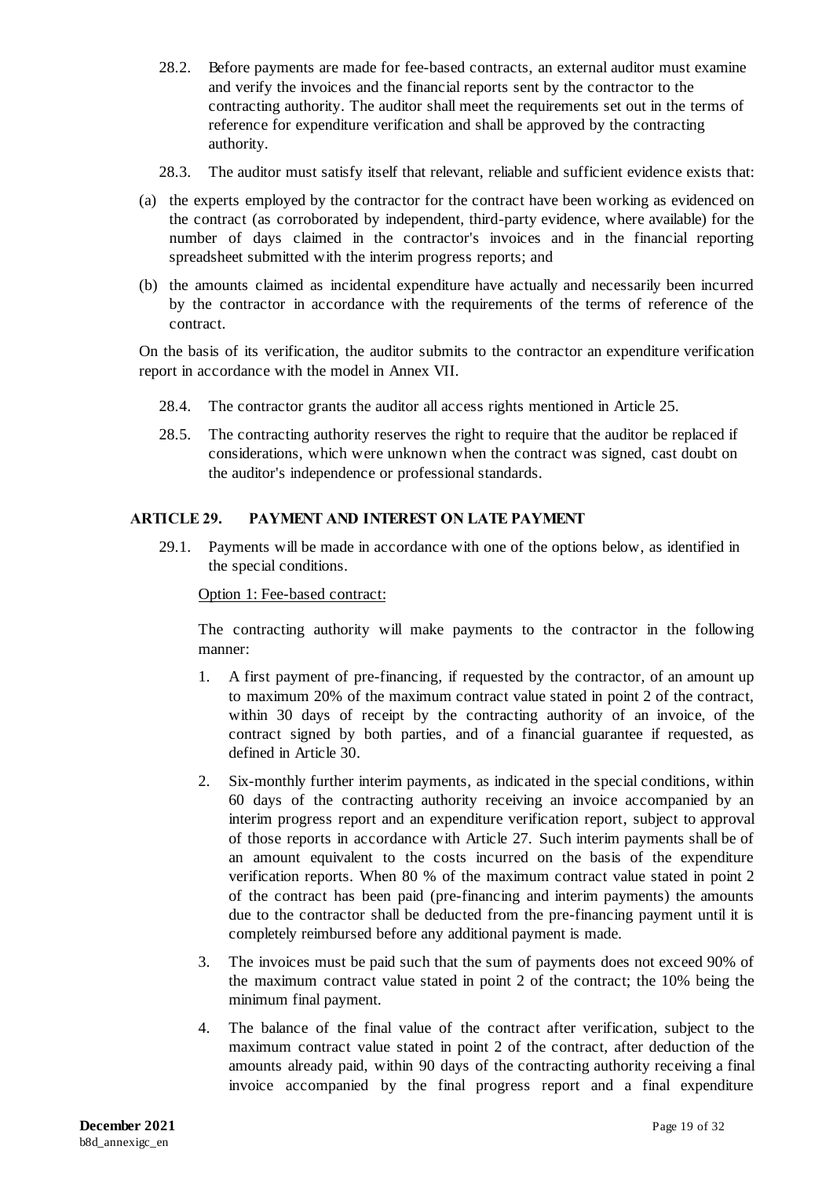28.2. Before payments are made for fee-based contracts, an external auditor must examine and verify the invoices and the financial reports sent by the contractor to the contracting authority. The auditor shall meet the requirements set out in the terms of reference for expenditure verification and shall be approved by the contracting authority.

28.3. The auditor must satisfy itself that relevant, reliable and sufficient evidence exists that:

(a) the experts employed by the contractor for the contract have been working as evidenced on the contract (as corroborated by independent, third-party evidence, where available) for the number of days claimed in the contractor's invoices and in the financial reporting spreadsheet submitted with the interim progress reports; and

(b) the amounts claimed as incidental expenditure have actually and necessarily been incurred by the contractor in accordance with the requirements of the terms of reference of the contract.

On the basis of its verification, the auditor submits to the contractor an expenditure verification report in accordance with the model in Annex VII.

28.4. The contractor grants the auditor all access rights mentioned in Article 25.

28.5. The contracting authority reserves the right to require that the auditor be replaced if considerations, which were unknown when the contract was signed, cast doubt on the auditor's independence or professional standards.

## ARTICLE 29. PAYMENT AND INTEREST ON LATE PAYMENT

29.1. Payments will be made in accordance with one of the options below, as identified in the special conditions.

Option 1: Fee-based contract:

The contracting authority will make payments to the contractor in the following manner:

1. A first payment of pre-financing, if requested by the contractor, of an amount up to maximum 20% of the maximum contract value stated in point 2 of the contract, within 30 days of receipt by the contracting authority of an invoice, of the contract signed by both parties, and of a financial guarantee if requested, as defined in Article 30.

2. Six-monthly further interim payments, as indicated in the special conditions, within 60 days of the contracting authority receiving an invoice accompanied by an interim progress report and an expenditure verification report, subject to approval of those reports in accordance with Article 27. Such interim payments shall be of an amount equivalent to the costs incurred on the basis of the expenditure verification reports. When 80 % of the maximum contract value stated in point 2 of the contract has been paid (pre-financing and interim payments) the amounts due to the contractor shall be deducted from the pre-financing payment until it is completely reimbursed before any additional payment is made.

3. The invoices must be paid such that the sum of payments does not exceed 90% of the maximum contract value stated in point 2 of the contract; the 10% being the minimum final payment.

4. The balance of the final value of the contract after verification, subject to the maximum contract value stated in point 2 of the contract, after deduction of the amounts already paid, within 90 days of the contracting authority receiving a final invoice accompanied by the final progress report and a final expenditure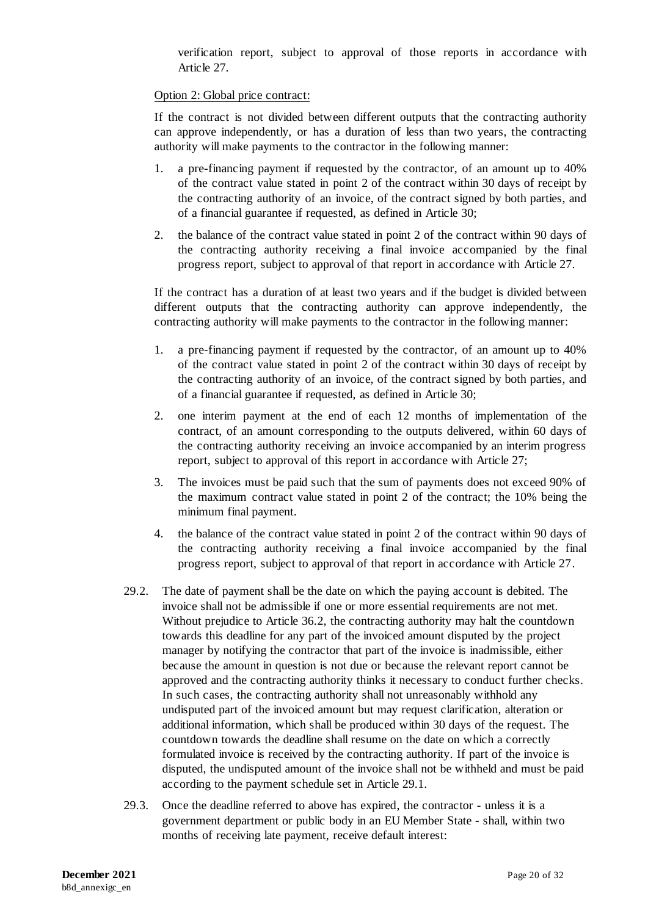verification report, subject to approval of those reports in accordance with Article 27.

Option 2: Global price contract:

If the contract is not divided between different outputs that the contracting authority can approve independently, or has a duration of less than two years, the contracting authority will make payments to the contractor in the following manner:

1. a pre-financing payment if requested by the contractor, of an amount up to 40% of the contract value stated in point 2 of the contract within 30 days of receipt by the contracting authority of an invoice, of the contract signed by both parties, and of a financial guarantee if requested, as defined in Article 30;
2. the balance of the contract value stated in point 2 of the contract within 90 days of the contracting authority receiving a final invoice accompanied by the final progress report, subject to approval of that report in accordance with Article 27.

If the contract has a duration of at least two years and if the budget is divided between different outputs that the contracting authority can approve independently, the contracting authority will make payments to the contractor in the following manner:

1. a pre-financing payment if requested by the contractor, of an amount up to 40% of the contract value stated in point 2 of the contract within 30 days of receipt by the contracting authority of an invoice, of the contract signed by both parties, and of a financial guarantee if requested, as defined in Article 30;
2. one interim payment at the end of each 12 months of implementation of the contract, of an amount corresponding to the outputs delivered, within 60 days of the contracting authority receiving an invoice accompanied by an interim progress report, subject to approval of this report in accordance with Article 27;
3. The invoices must be paid such that the sum of payments does not exceed 90% of the maximum contract value stated in point 2 of the contract; the 10% being the minimum final payment.
4. the balance of the contract value stated in point 2 of the contract within 90 days of the contracting authority receiving a final invoice accompanied by the final progress report, subject to approval of that report in accordance with Article 27.

29.2. The date of payment shall be the date on which the paying account is debited. The invoice shall not be admissible if one or more essential requirements are not met. Without prejudice to Article 36.2, the contracting authority may halt the countdown towards this deadline for any part of the invoiced amount disputed by the project manager by notifying the contractor that part of the invoice is inadmissible, either because the amount in question is not due or because the relevant report cannot be approved and the contracting authority thinks it necessary to conduct further checks. In such cases, the contracting authority shall not unreasonably withhold any undisputed part of the invoiced amount but may request clarification, alteration or additional information, which shall be produced within 30 days of the request. The countdown towards the deadline shall resume on the date on which a correctly formulated invoice is received by the contracting authority. If part of the invoice is disputed, the undisputed amount of the invoice shall not be withheld and must be paid according to the payment schedule set in Article 29.1.

29.3. Once the deadline referred to above has expired, the contractor - unless it is a government department or public body in an EU Member State - shall, within two months of receiving late payment, receive default interest: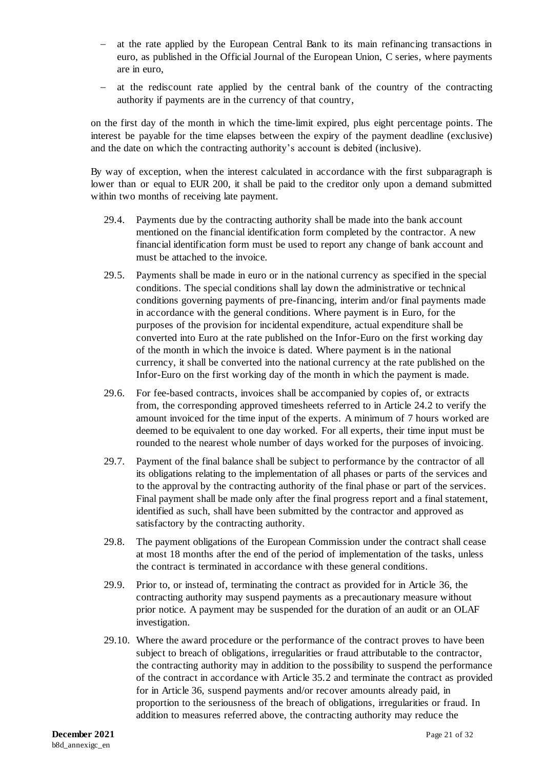- at the rate applied by the European Central Bank to its main refinancing transactions in euro, as published in the Official Journal of the European Union, C series, where payments are in euro,
- at the rediscount rate applied by the central bank of the country of the contracting authority if payments are in the currency of that country,

on the first day of the month in which the time-limit expired, plus eight percentage points. The interest be payable for the time elapses between the expiry of the payment deadline (exclusive) and the date on which the contracting authority's account is debited (inclusive).

By way of exception, when the interest calculated in accordance with the first subparagraph is lower than or equal to EUR 200, it shall be paid to the creditor only upon a demand submitted within two months of receiving late payment.

29.4. Payments due by the contracting authority shall be made into the bank account mentioned on the financial identification form completed by the contractor. A new financial identification form must be used to report any change of bank account and must be attached to the invoice.

29.5. Payments shall be made in euro or in the national currency as specified in the special conditions. The special conditions shall lay down the administrative or technical conditions governing payments of pre-financing, interim and/or final payments made in accordance with the general conditions. Where payment is in Euro, for the purposes of the provision for incidental expenditure, actual expenditure shall be converted into Euro at the rate published on the Infor-Euro on the first working day of the month in which the invoice is dated. Where payment is in the national currency, it shall be converted into the national currency at the rate published on the Infor-Euro on the first working day of the month in which the payment is made.

29.6. For fee-based contracts, invoices shall be accompanied by copies of, or extracts from, the corresponding approved timesheets referred to in Article 24.2 to verify the amount invoiced for the time input of the experts. A minimum of 7 hours worked are deemed to be equivalent to one day worked. For all experts, their time input must be rounded to the nearest whole number of days worked for the purposes of invoicing.

29.7. Payment of the final balance shall be subject to performance by the contractor of all its obligations relating to the implementation of all phases or parts of the services and to the approval by the contracting authority of the final phase or part of the services. Final payment shall be made only after the final progress report and a final statement, identified as such, shall have been submitted by the contractor and approved as satisfactory by the contracting authority.

29.8. The payment obligations of the European Commission under the contract shall cease at most 18 months after the end of the period of implementation of the tasks, unless the contract is terminated in accordance with these general conditions.

29.9. Prior to, or instead of, terminating the contract as provided for in Article 36, the contracting authority may suspend payments as a precautionary measure without prior notice. A payment may be suspended for the duration of an audit or an OLAF investigation.

29.10. Where the award procedure or the performance of the contract proves to have been subject to breach of obligations, irregularities or fraud attributable to the contractor, the contracting authority may in addition to the possibility to suspend the performance of the contract in accordance with Article 35.2 and terminate the contract as provided for in Article 36, suspend payments and/or recover amounts already paid, in proportion to the seriousness of the breach of obligations, irregularities or fraud. In addition to measures referred above, the contracting authority may reduce the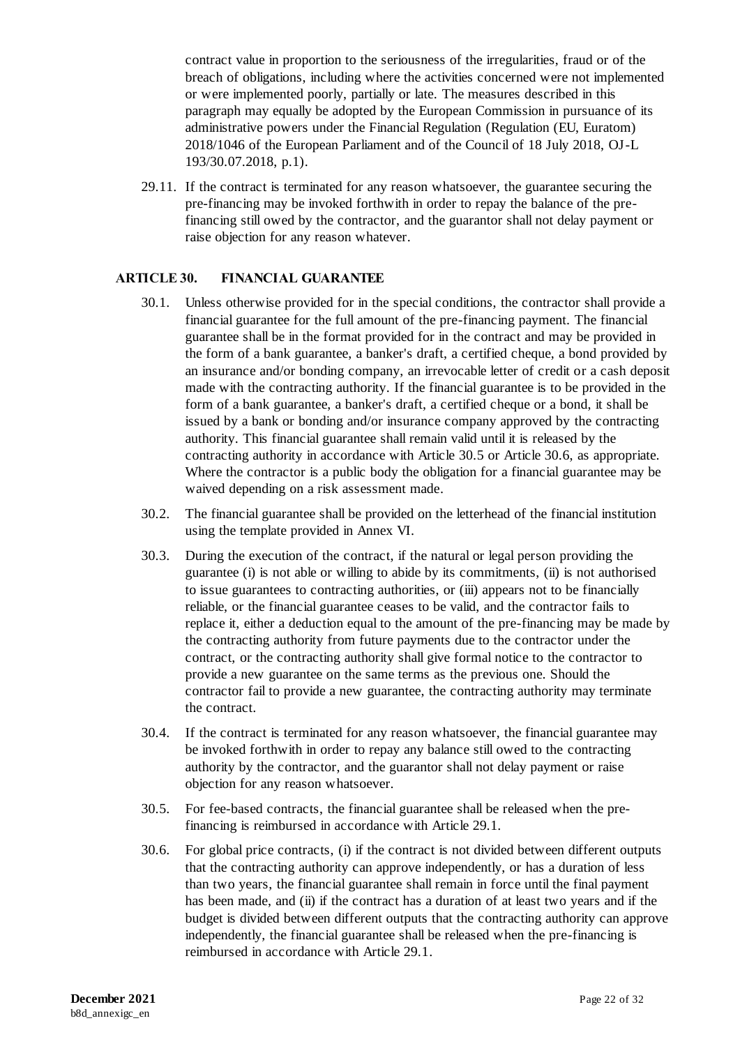contract value in proportion to the seriousness of the irregularities, fraud or of the breach of obligations, including where the activities concerned were not implemented or were implemented poorly, partially or late. The measures described in this paragraph may equally be adopted by the European Commission in pursuance of its administrative powers under the Financial Regulation (Regulation (EU, Euratom) 2018/1046 of the European Parliament and of the Council of 18 July 2018, OJ-L 193/30.07.2018, p.1).

29.11. If the contract is terminated for any reason whatsoever, the guarantee securing the pre-financing may be invoked forthwith in order to repay the balance of the pre-financing still owed by the contractor, and the guarantor shall not delay payment or raise objection for any reason whatever.

## ARTICLE 30. FINANCIAL GUARANTEE

30.1. Unless otherwise provided for in the special conditions, the contractor shall provide a financial guarantee for the full amount of the pre-financing payment. The financial guarantee shall be in the format provided for in the contract and may be provided in the form of a bank guarantee, a banker's draft, a certified cheque, a bond provided by an insurance and/or bonding company, an irrevocable letter of credit or a cash deposit made with the contracting authority. If the financial guarantee is to be provided in the form of a bank guarantee, a banker's draft, a certified cheque or a bond, it shall be issued by a bank or bonding and/or insurance company approved by the contracting authority. This financial guarantee shall remain valid until it is released by the contracting authority in accordance with Article 30.5 or Article 30.6, as appropriate. Where the contractor is a public body the obligation for a financial guarantee may be waived depending on a risk assessment made.

30.2. The financial guarantee shall be provided on the letterhead of the financial institution using the template provided in Annex VI.

30.3. During the execution of the contract, if the natural or legal person providing the guarantee (i) is not able or willing to abide by its commitments, (ii) is not authorised to issue guarantees to contracting authorities, or (iii) appears not to be financially reliable, or the financial guarantee ceases to be valid, and the contractor fails to replace it, either a deduction equal to the amount of the pre-financing may be made by the contracting authority from future payments due to the contractor under the contract, or the contracting authority shall give formal notice to the contractor to provide a new guarantee on the same terms as the previous one. Should the contractor fail to provide a new guarantee, the contracting authority may terminate the contract.

30.4. If the contract is terminated for any reason whatsoever, the financial guarantee may be invoked forthwith in order to repay any balance still owed to the contracting authority by the contractor, and the guarantor shall not delay payment or raise objection for any reason whatsoever.

30.5. For fee-based contracts, the financial guarantee shall be released when the pre-financing is reimbursed in accordance with Article 29.1.

30.6. For global price contracts, (i) if the contract is not divided between different outputs that the contracting authority can approve independently, or has a duration of less than two years, the financial guarantee shall remain in force until the final payment has been made, and (ii) if the contract has a duration of at least two years and if the budget is divided between different outputs that the contracting authority can approve independently, the financial guarantee shall be released when the pre-financing is reimbursed in accordance with Article 29.1.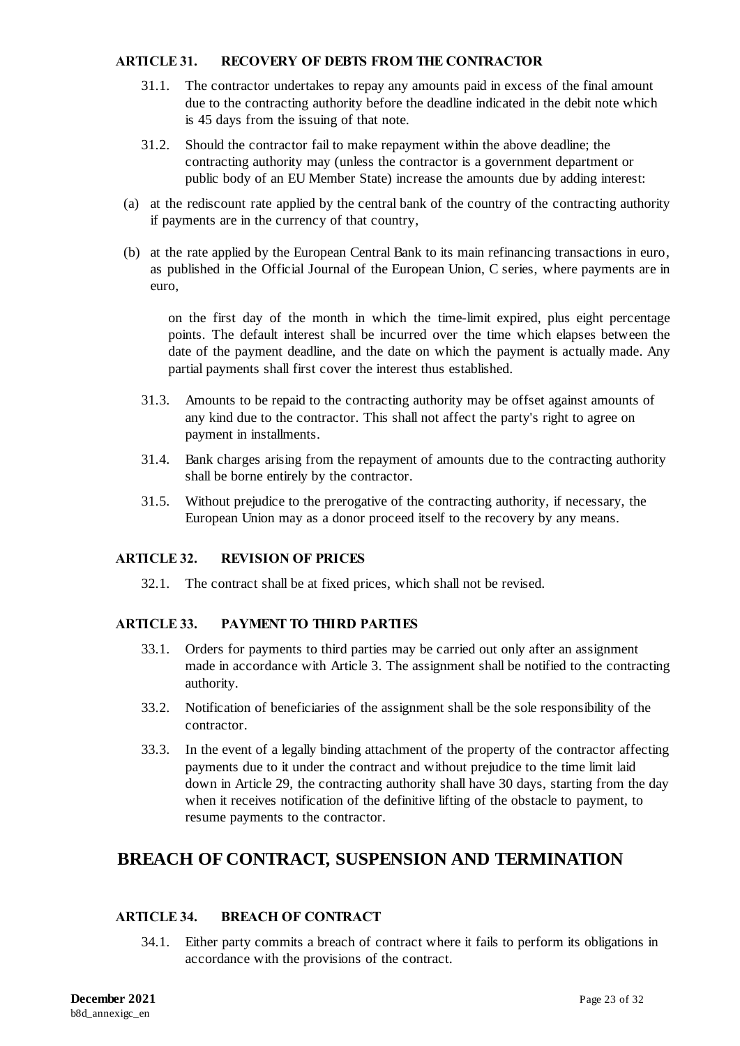### ARTICLE 31. RECOVERY OF DEBTS FROM THE CONTRACTOR

31.1. The contractor undertakes to repay any amounts paid in excess of the final amount due to the contracting authority before the deadline indicated in the debit note which is 45 days from the issuing of that note.

31.2. Should the contractor fail to make repayment within the above deadline; the contracting authority may (unless the contractor is a government department or public body of an EU Member State) increase the amounts due by adding interest:

(a) at the rediscount rate applied by the central bank of the country of the contracting authority if payments are in the currency of that country,

(b) at the rate applied by the European Central Bank to its main refinancing transactions in euro, as published in the Official Journal of the European Union, C series, where payments are in euro,

on the first day of the month in which the time-limit expired, plus eight percentage points. The default interest shall be incurred over the time which elapses between the date of the payment deadline, and the date on which the payment is actually made. Any partial payments shall first cover the interest thus established.

31.3. Amounts to be repaid to the contracting authority may be offset against amounts of any kind due to the contractor. This shall not affect the party's right to agree on payment in installments.

31.4. Bank charges arising from the repayment of amounts due to the contracting authority shall be borne entirely by the contractor.

31.5. Without prejudice to the prerogative of the contracting authority, if necessary, the European Union may as a donor proceed itself to the recovery by any means.

### ARTICLE 32. REVISION OF PRICES

32.1. The contract shall be at fixed prices, which shall not be revised.

### ARTICLE 33. PAYMENT TO THIRD PARTIES

33.1. Orders for payments to third parties may be carried out only after an assignment made in accordance with Article 3. The assignment shall be notified to the contracting authority.

33.2. Notification of beneficiaries of the assignment shall be the sole responsibility of the contractor.

33.3. In the event of a legally binding attachment of the property of the contractor affecting payments due to it under the contract and without prejudice to the time limit laid down in Article 29, the contracting authority shall have 30 days, starting from the day when it receives notification of the definitive lifting of the obstacle to payment, to resume payments to the contractor.

## BREACH OF CONTRACT, SUSPENSION AND TERMINATION

### ARTICLE 34. BREACH OF CONTRACT

34.1. Either party commits a breach of contract where it fails to perform its obligations in accordance with the provisions of the contract.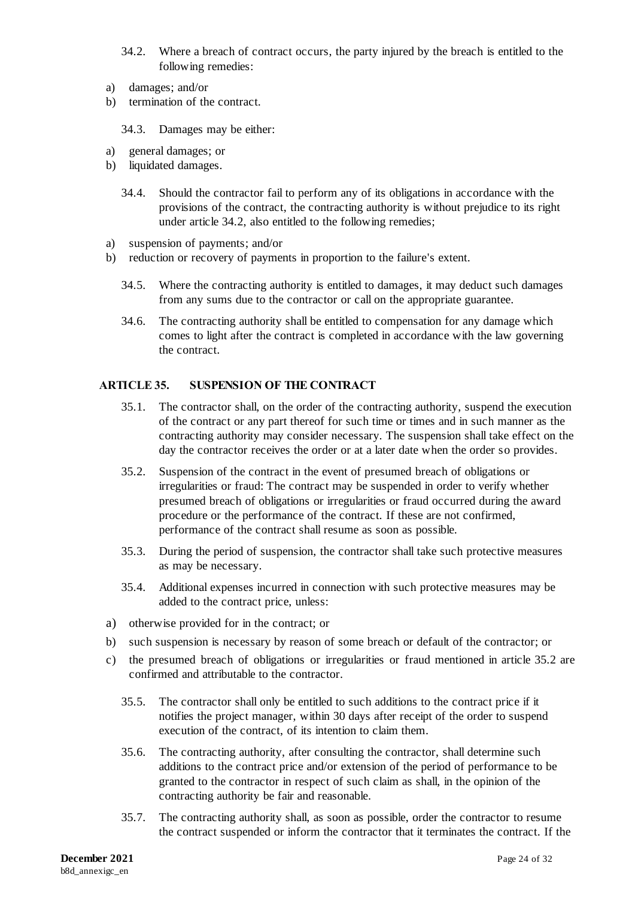34.2. Where a breach of contract occurs, the party injured by the breach is entitled to the following remedies:

a) damages; and/or
b) termination of the contract.

34.3. Damages may be either:

a) general damages; or
b) liquidated damages.

34.4. Should the contractor fail to perform any of its obligations in accordance with the provisions of the contract, the contracting authority is without prejudice to its right under article 34.2, also entitled to the following remedies;

a) suspension of payments; and/or
b) reduction or recovery of payments in proportion to the failure's extent.

34.5. Where the contracting authority is entitled to damages, it may deduct such damages from any sums due to the contractor or call on the appropriate guarantee.

34.6. The contracting authority shall be entitled to compensation for any damage which comes to light after the contract is completed in accordance with the law governing the contract.

## ARTICLE 35. SUSPENSION OF THE CONTRACT

35.1. The contractor shall, on the order of the contracting authority, suspend the execution of the contract or any part thereof for such time or times and in such manner as the contracting authority may consider necessary. The suspension shall take effect on the day the contractor receives the order or at a later date when the order so provides.

35.2. Suspension of the contract in the event of presumed breach of obligations or irregularities or fraud: The contract may be suspended in order to verify whether presumed breach of obligations or irregularities or fraud occurred during the award procedure or the performance of the contract. If these are not confirmed, performance of the contract shall resume as soon as possible.

35.3. During the period of suspension, the contractor shall take such protective measures as may be necessary.

35.4. Additional expenses incurred in connection with such protective measures may be added to the contract price, unless:

a) otherwise provided for in the contract; or
b) such suspension is necessary by reason of some breach or default of the contractor; or
c) the presumed breach of obligations or irregularities or fraud mentioned in article 35.2 are confirmed and attributable to the contractor.

35.5. The contractor shall only be entitled to such additions to the contract price if it notifies the project manager, within 30 days after receipt of the order to suspend execution of the contract, of its intention to claim them.

35.6. The contracting authority, after consulting the contractor, shall determine such additions to the contract price and/or extension of the period of performance to be granted to the contractor in respect of such claim as shall, in the opinion of the contracting authority be fair and reasonable.

35.7. The contracting authority shall, as soon as possible, order the contractor to resume the contract suspended or inform the contractor that it terminates the contract. If the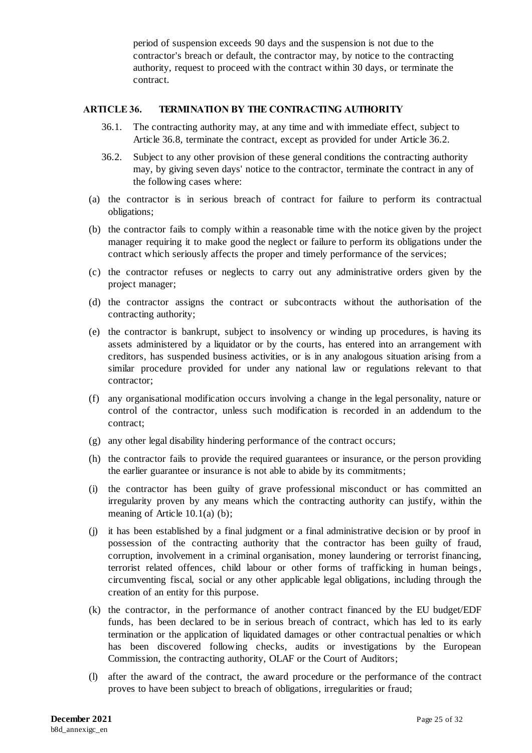period of suspension exceeds 90 days and the suspension is not due to the contractor's breach or default, the contractor may, by notice to the contracting authority, request to proceed with the contract within 30 days, or terminate the contract.

## ARTICLE 36. TERMINATION BY THE CONTRACTING AUTHORITY

36.1. The contracting authority may, at any time and with immediate effect, subject to Article 36.8, terminate the contract, except as provided for under Article 36.2.

36.2. Subject to any other provision of these general conditions the contracting authority may, by giving seven days' notice to the contractor, terminate the contract in any of the following cases where:

(a) the contractor is in serious breach of contract for failure to perform its contractual obligations;

(b) the contractor fails to comply within a reasonable time with the notice given by the project manager requiring it to make good the neglect or failure to perform its obligations under the contract which seriously affects the proper and timely performance of the services;

(c) the contractor refuses or neglects to carry out any administrative orders given by the project manager;

(d) the contractor assigns the contract or subcontracts without the authorisation of the contracting authority;

(e) the contractor is bankrupt, subject to insolvency or winding up procedures, is having its assets administered by a liquidator or by the courts, has entered into an arrangement with creditors, has suspended business activities, or is in any analogous situation arising from a similar procedure provided for under any national law or regulations relevant to that contractor;

(f) any organisational modification occurs involving a change in the legal personality, nature or control of the contractor, unless such modification is recorded in an addendum to the contract;

(g) any other legal disability hindering performance of the contract occurs;

(h) the contractor fails to provide the required guarantees or insurance, or the person providing the earlier guarantee or insurance is not able to abide by its commitments;

(i) the contractor has been guilty of grave professional misconduct or has committed an irregularity proven by any means which the contracting authority can justify, within the meaning of Article 10.1(a) (b);

(j) it has been established by a final judgment or a final administrative decision or by proof in possession of the contracting authority that the contractor has been guilty of fraud, corruption, involvement in a criminal organisation, money laundering or terrorist financing, terrorist related offences, child labour or other forms of trafficking in human beings, circumventing fiscal, social or any other applicable legal obligations, including through the creation of an entity for this purpose.

(k) the contractor, in the performance of another contract financed by the EU budget/EDF funds, has been declared to be in serious breach of contract, which has led to its early termination or the application of liquidated damages or other contractual penalties or which has been discovered following checks, audits or investigations by the European Commission, the contracting authority, OLAF or the Court of Auditors;

(l) after the award of the contract, the award procedure or the performance of the contract proves to have been subject to breach of obligations, irregularities or fraud;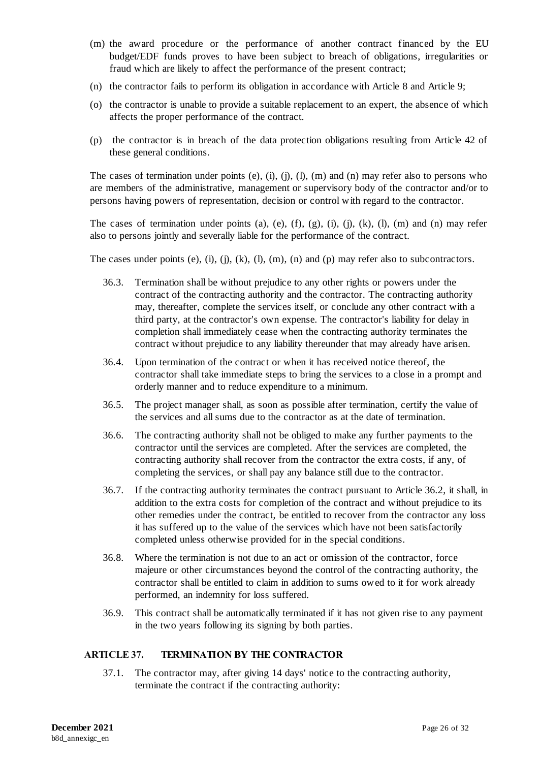(m) the award procedure or the performance of another contract financed by the EU budget/EDF funds proves to have been subject to breach of obligations, irregularities or fraud which are likely to affect the performance of the present contract;

(n) the contractor fails to perform its obligation in accordance with Article 8 and Article 9;

(o) the contractor is unable to provide a suitable replacement to an expert, the absence of which affects the proper performance of the contract.

(p) the contractor is in breach of the data protection obligations resulting from Article 42 of these general conditions.

The cases of termination under points (e), (i), (j), (l), (m) and (n) may refer also to persons who are members of the administrative, management or supervisory body of the contractor and/or to persons having powers of representation, decision or control with regard to the contractor.

The cases of termination under points (a), (e), (f), (g), (i), (j), (k), (l), (m) and (n) may refer also to persons jointly and severally liable for the performance of the contract.

The cases under points (e), (i), (j), (k), (l), (m), (n) and (p) may refer also to subcontractors.

36.3. Termination shall be without prejudice to any other rights or powers under the contract of the contracting authority and the contractor. The contracting authority may, thereafter, complete the services itself, or conclude any other contract with a third party, at the contractor's own expense. The contractor's liability for delay in completion shall immediately cease when the contracting authority terminates the contract without prejudice to any liability thereunder that may already have arisen.

36.4. Upon termination of the contract or when it has received notice thereof, the contractor shall take immediate steps to bring the services to a close in a prompt and orderly manner and to reduce expenditure to a minimum.

36.5. The project manager shall, as soon as possible after termination, certify the value of the services and all sums due to the contractor as at the date of termination.

36.6. The contracting authority shall not be obliged to make any further payments to the contractor until the services are completed. After the services are completed, the contracting authority shall recover from the contractor the extra costs, if any, of completing the services, or shall pay any balance still due to the contractor.

36.7. If the contracting authority terminates the contract pursuant to Article 36.2, it shall, in addition to the extra costs for completion of the contract and without prejudice to its other remedies under the contract, be entitled to recover from the contractor any loss it has suffered up to the value of the services which have not been satisfactorily completed unless otherwise provided for in the special conditions.

36.8. Where the termination is not due to an act or omission of the contractor, force majeure or other circumstances beyond the control of the contracting authority, the contractor shall be entitled to claim in addition to sums owed to it for work already performed, an indemnity for loss suffered.

36.9. This contract shall be automatically terminated if it has not given rise to any payment in the two years following its signing by both parties.

## ARTICLE 37. TERMINATION BY THE CONTRACTOR

37.1. The contractor may, after giving 14 days' notice to the contracting authority, terminate the contract if the contracting authority: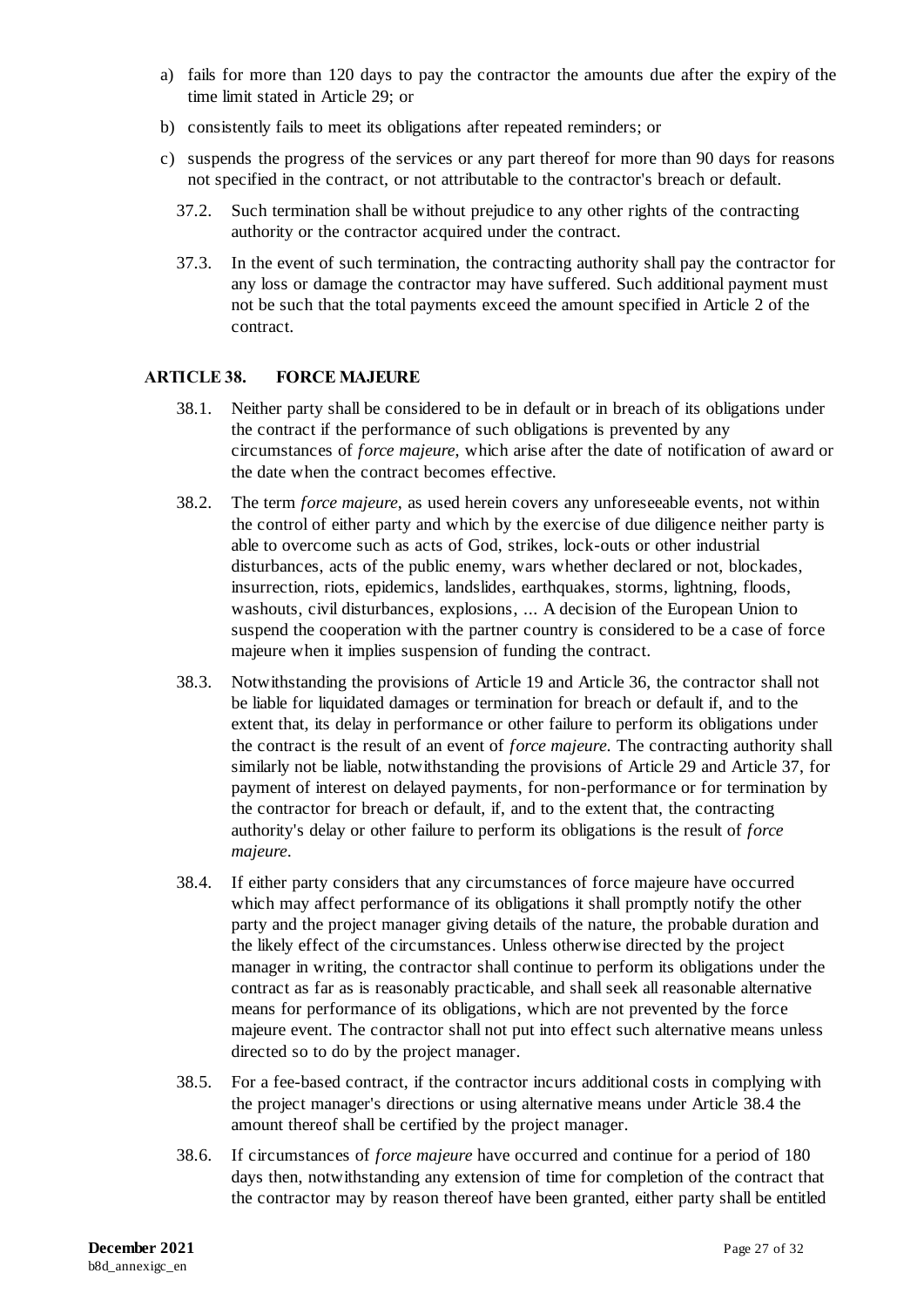a) fails for more than 120 days to pay the contractor the amounts due after the expiry of the time limit stated in Article 29; or

b) consistently fails to meet its obligations after repeated reminders; or

c) suspends the progress of the services or any part thereof for more than 90 days for reasons not specified in the contract, or not attributable to the contractor's breach or default.

37.2. Such termination shall be without prejudice to any other rights of the contracting authority or the contractor acquired under the contract.

37.3. In the event of such termination, the contracting authority shall pay the contractor for any loss or damage the contractor may have suffered. Such additional payment must not be such that the total payments exceed the amount specified in Article 2 of the contract.

## ARTICLE 38. FORCE MAJEURE

38.1. Neither party shall be considered to be in default or in breach of its obligations under the contract if the performance of such obligations is prevented by any circumstances of *force majeure*, which arise after the date of notification of award or the date when the contract becomes effective.

38.2. The term *force majeure*, as used herein covers any unforeseeable events, not within the control of either party and which by the exercise of due diligence neither party is able to overcome such as acts of God, strikes, lock-outs or other industrial disturbances, acts of the public enemy, wars whether declared or not, blockades, insurrection, riots, epidemics, landslides, earthquakes, storms, lightning, floods, washouts, civil disturbances, explosions, ... A decision of the European Union to suspend the cooperation with the partner country is considered to be a case of force majeure when it implies suspension of funding the contract.

38.3. Notwithstanding the provisions of Article 19 and Article 36, the contractor shall not be liable for liquidated damages or termination for breach or default if, and to the extent that, its delay in performance or other failure to perform its obligations under the contract is the result of an event of *force majeure*. The contracting authority shall similarly not be liable, notwithstanding the provisions of Article 29 and Article 37, for payment of interest on delayed payments, for non-performance or for termination by the contractor for breach or default, if, and to the extent that, the contracting authority's delay or other failure to perform its obligations is the result of *force majeure*.

38.4. If either party considers that any circumstances of force majeure have occurred which may affect performance of its obligations it shall promptly notify the other party and the project manager giving details of the nature, the probable duration and the likely effect of the circumstances. Unless otherwise directed by the project manager in writing, the contractor shall continue to perform its obligations under the contract as far as is reasonably practicable, and shall seek all reasonable alternative means for performance of its obligations, which are not prevented by the force majeure event. The contractor shall not put into effect such alternative means unless directed so to do by the project manager.

38.5. For a fee-based contract, if the contractor incurs additional costs in complying with the project manager's directions or using alternative means under Article 38.4 the amount thereof shall be certified by the project manager.

38.6. If circumstances of *force majeure* have occurred and continue for a period of 180 days then, notwithstanding any extension of time for completion of the contract that the contractor may by reason thereof have been granted, either party shall be entitled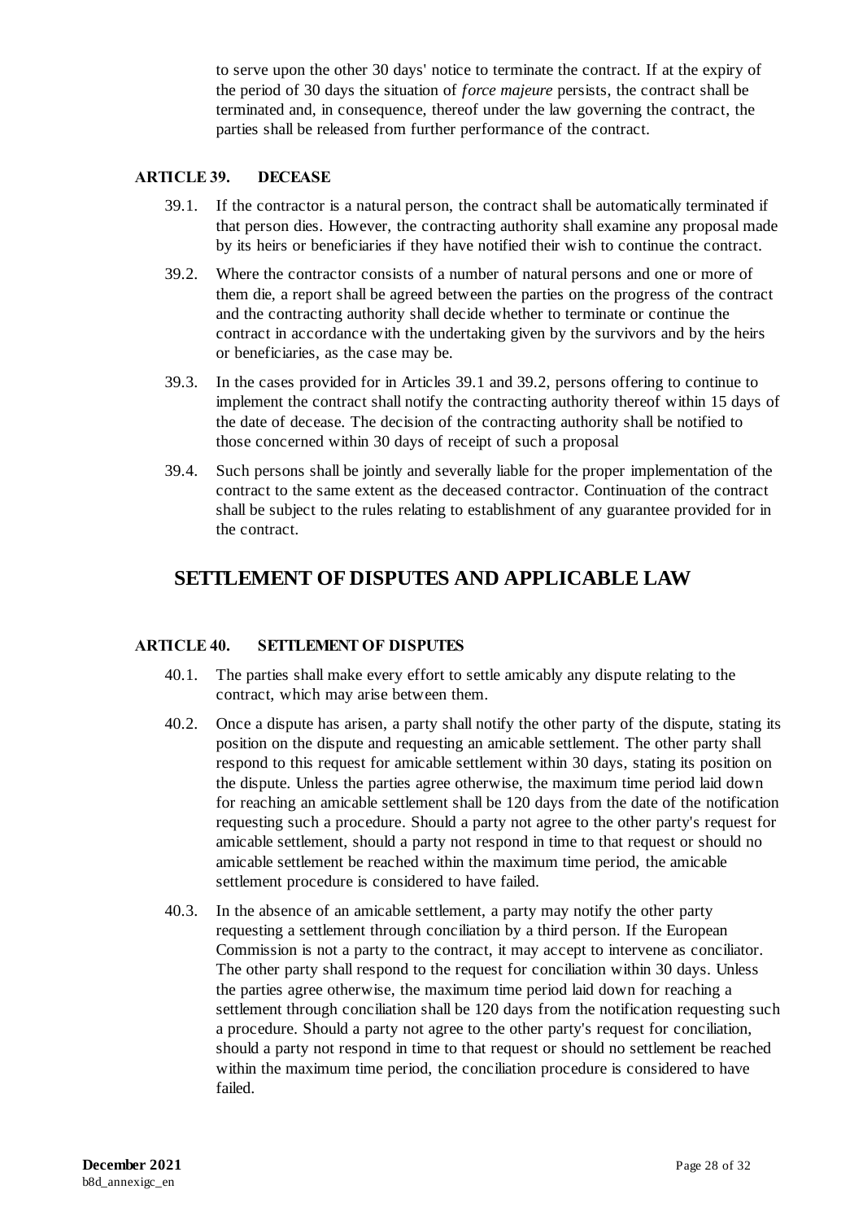to serve upon the other 30 days' notice to terminate the contract. If at the expiry of the period of 30 days the situation of *force majeure* persists, the contract shall be terminated and, in consequence, thereof under the law governing the contract, the parties shall be released from further performance of the contract.

### ARTICLE 39. DECEASE

39.1. If the contractor is a natural person, the contract shall be automatically terminated if that person dies. However, the contracting authority shall examine any proposal made by its heirs or beneficiaries if they have notified their wish to continue the contract.

39.2. Where the contractor consists of a number of natural persons and one or more of them die, a report shall be agreed between the parties on the progress of the contract and the contracting authority shall decide whether to terminate or continue the contract in accordance with the undertaking given by the survivors and by the heirs or beneficiaries, as the case may be.

39.3. In the cases provided for in Articles 39.1 and 39.2, persons offering to continue to implement the contract shall notify the contracting authority thereof within 15 days of the date of decease. The decision of the contracting authority shall be notified to those concerned within 30 days of receipt of such a proposal

39.4. Such persons shall be jointly and severally liable for the proper implementation of the contract to the same extent as the deceased contractor. Continuation of the contract shall be subject to the rules relating to establishment of any guarantee provided for in the contract.

## SETTLEMENT OF DISPUTES AND APPLICABLE LAW

### ARTICLE 40. SETTLEMENT OF DISPUTES

40.1. The parties shall make every effort to settle amicably any dispute relating to the contract, which may arise between them.

40.2. Once a dispute has arisen, a party shall notify the other party of the dispute, stating its position on the dispute and requesting an amicable settlement. The other party shall respond to this request for amicable settlement within 30 days, stating its position on the dispute. Unless the parties agree otherwise, the maximum time period laid down for reaching an amicable settlement shall be 120 days from the date of the notification requesting such a procedure. Should a party not agree to the other party's request for amicable settlement, should a party not respond in time to that request or should no amicable settlement be reached within the maximum time period, the amicable settlement procedure is considered to have failed.

40.3. In the absence of an amicable settlement, a party may notify the other party requesting a settlement through conciliation by a third person. If the European Commission is not a party to the contract, it may accept to intervene as conciliator. The other party shall respond to the request for conciliation within 30 days. Unless the parties agree otherwise, the maximum time period laid down for reaching a settlement through conciliation shall be 120 days from the notification requesting such a procedure. Should a party not agree to the other party's request for conciliation, should a party not respond in time to that request or should no settlement be reached within the maximum time period, the conciliation procedure is considered to have failed.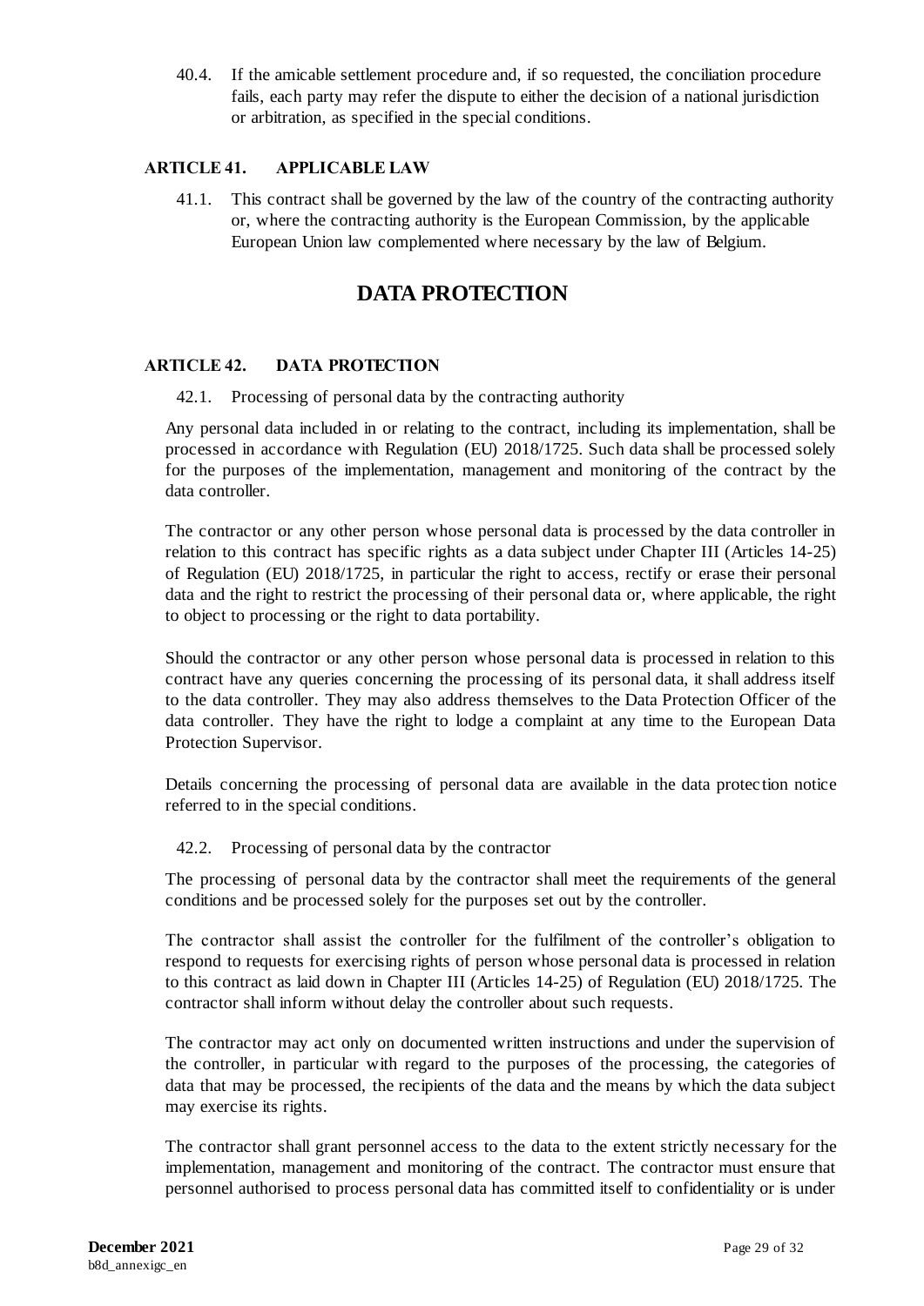40.4. If the amicable settlement procedure and, if so requested, the conciliation procedure fails, each party may refer the dispute to either the decision of a national jurisdiction or arbitration, as specified in the special conditions.

### ARTICLE 41. APPLICABLE LAW

41.1. This contract shall be governed by the law of the country of the contracting authority or, where the contracting authority is the European Commission, by the applicable European Union law complemented where necessary by the law of Belgium.

## DATA PROTECTION

### ARTICLE 42. DATA PROTECTION

42.1. Processing of personal data by the contracting authority

Any personal data included in or relating to the contract, including its implementation, shall be processed in accordance with Regulation (EU) 2018/1725. Such data shall be processed solely for the purposes of the implementation, management and monitoring of the contract by the data controller.

The contractor or any other person whose personal data is processed by the data controller in relation to this contract has specific rights as a data subject under Chapter III (Articles 14-25) of Regulation (EU) 2018/1725, in particular the right to access, rectify or erase their personal data and the right to restrict the processing of their personal data or, where applicable, the right to object to processing or the right to data portability.

Should the contractor or any other person whose personal data is processed in relation to this contract have any queries concerning the processing of its personal data, it shall address itself to the data controller. They may also address themselves to the Data Protection Officer of the data controller. They have the right to lodge a complaint at any time to the European Data Protection Supervisor.

Details concerning the processing of personal data are available in the data protection notice referred to in the special conditions.

42.2. Processing of personal data by the contractor

The processing of personal data by the contractor shall meet the requirements of the general conditions and be processed solely for the purposes set out by the controller.

The contractor shall assist the controller for the fulfilment of the controller's obligation to respond to requests for exercising rights of person whose personal data is processed in relation to this contract as laid down in Chapter III (Articles 14-25) of Regulation (EU) 2018/1725. The contractor shall inform without delay the controller about such requests.

The contractor may act only on documented written instructions and under the supervision of the controller, in particular with regard to the purposes of the processing, the categories of data that may be processed, the recipients of the data and the means by which the data subject may exercise its rights.

The contractor shall grant personnel access to the data to the extent strictly necessary for the implementation, management and monitoring of the contract. The contractor must ensure that personnel authorised to process personal data has committed itself to confidentiality or is under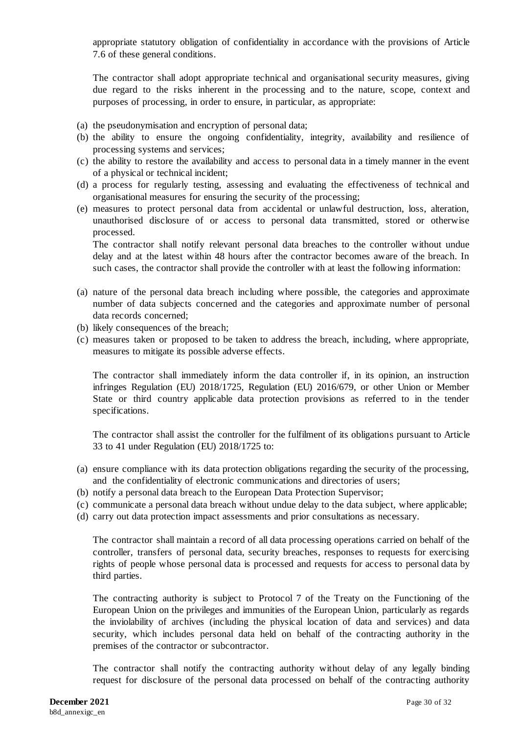appropriate statutory obligation of confidentiality in accordance with the provisions of Article 7.6 of these general conditions.

The contractor shall adopt appropriate technical and organisational security measures, giving due regard to the risks inherent in the processing and to the nature, scope, context and purposes of processing, in order to ensure, in particular, as appropriate:

(a) the pseudonymisation and encryption of personal data;
(b) the ability to ensure the ongoing confidentiality, integrity, availability and resilience of processing systems and services;
(c) the ability to restore the availability and access to personal data in a timely manner in the event of a physical or technical incident;
(d) a process for regularly testing, assessing and evaluating the effectiveness of technical and organisational measures for ensuring the security of the processing;
(e) measures to protect personal data from accidental or unlawful destruction, loss, alteration, unauthorised disclosure of or access to personal data transmitted, stored or otherwise processed.

The contractor shall notify relevant personal data breaches to the controller without undue delay and at the latest within 48 hours after the contractor becomes aware of the breach. In such cases, the contractor shall provide the controller with at least the following information:

(a) nature of the personal data breach including where possible, the categories and approximate number of data subjects concerned and the categories and approximate number of personal data records concerned;
(b) likely consequences of the breach;
(c) measures taken or proposed to be taken to address the breach, including, where appropriate, measures to mitigate its possible adverse effects.

The contractor shall immediately inform the data controller if, in its opinion, an instruction infringes Regulation (EU) 2018/1725, Regulation (EU) 2016/679, or other Union or Member State or third country applicable data protection provisions as referred to in the tender specifications.

The contractor shall assist the controller for the fulfilment of its obligations pursuant to Article 33 to 41 under Regulation (EU) 2018/1725 to:

(a) ensure compliance with its data protection obligations regarding the security of the processing, and the confidentiality of electronic communications and directories of users;
(b) notify a personal data breach to the European Data Protection Supervisor;
(c) communicate a personal data breach without undue delay to the data subject, where applicable;
(d) carry out data protection impact assessments and prior consultations as necessary.

The contractor shall maintain a record of all data processing operations carried on behalf of the controller, transfers of personal data, security breaches, responses to requests for exercising rights of people whose personal data is processed and requests for access to personal data by third parties.

The contracting authority is subject to Protocol 7 of the Treaty on the Functioning of the European Union on the privileges and immunities of the European Union, particularly as regards the inviolability of archives (including the physical location of data and services) and data security, which includes personal data held on behalf of the contracting authority in the premises of the contractor or subcontractor.

The contractor shall notify the contracting authority without delay of any legally binding request for disclosure of the personal data processed on behalf of the contracting authority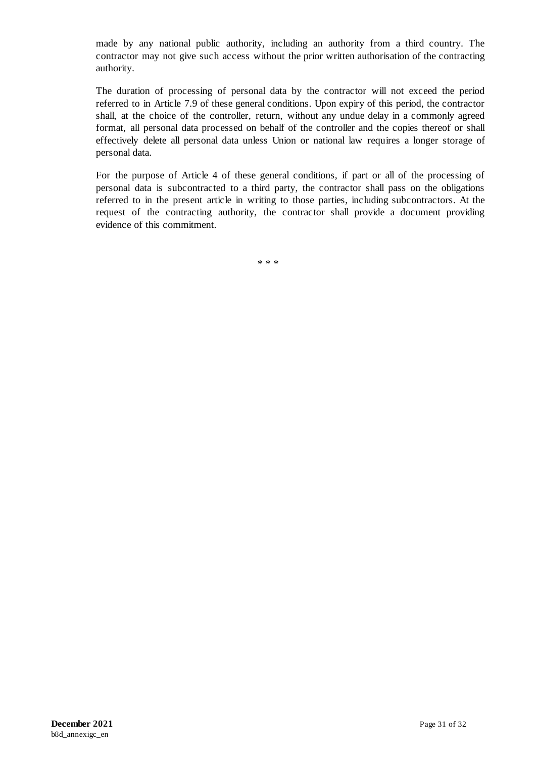made by any national public authority, including an authority from a third country. The contractor may not give such access without the prior written authorisation of the contracting authority.

The duration of processing of personal data by the contractor will not exceed the period referred to in Article 7.9 of these general conditions. Upon expiry of this period, the contractor shall, at the choice of the controller, return, without any undue delay in a commonly agreed format, all personal data processed on behalf of the controller and the copies thereof or shall effectively delete all personal data unless Union or national law requires a longer storage of personal data.

For the purpose of Article 4 of these general conditions, if part or all of the processing of personal data is subcontracted to a third party, the contractor shall pass on the obligations referred to in the present article in writing to those parties, including subcontractors. At the request of the contracting authority, the contractor shall provide a document providing evidence of this commitment.

* * *